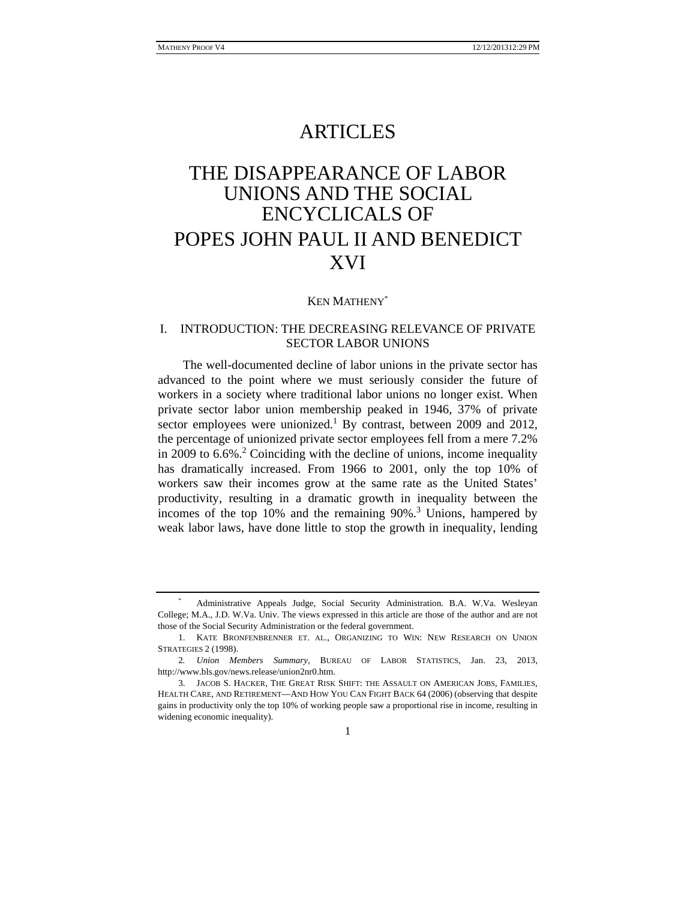# ARTICLES

# THE DISAPPEARANCE OF LABOR UNIONS AND THE SOCIAL ENCYCLICALS OF POPES JOHN PAUL II AND BENEDICT XVI

KEN MATHENY[*]

## I. INTRODUCTION: THE DECREASING RELEVANCE OF PRIVATE SECTOR LABOR UNIONS

The well-documented decline of labor unions in the private sector has advanced to the point where we must seriously consider the future of workers in a society where traditional labor unions no longer exist. When private sector labor union membership peaked in 1946, 37% of private sector employees were unionized.[1] By contrast, between 2009 and 2012, the percentage of unionized private sector employees fell from a mere 7.2% in 2009 to 6.6%.[2] Coinciding with the decline of unions, income inequality has dramatically increased. From 1966 to 2001, only the top 10% of workers saw their incomes grow at the same rate as the United States' productivity, resulting in a dramatic growth in inequality between the incomes of the top 10% and the remaining 90%.[3] Unions, hampered by weak labor laws, have done little to stop the growth in inequality, lending

---

[*] Administrative Appeals Judge, Social Security Administration. B.A. W.Va. Wesleyan College; M.A., J.D. W.Va. Univ. The views expressed in this article are those of the author and are not those of the Social Security Administration or the federal government.

1. KATE BRONFENBRENNER ET. AL., ORGANIZING TO WIN: NEW RESEARCH ON UNION STRATEGIES 2 (1998).

2. *Union Members Summary*, BUREAU OF LABOR STATISTICS, Jan. 23, 2013, http://www.bls.gov/news.release/union2nr0.htm.

3. JACOB S. HACKER, THE GREAT RISK SHIFT: THE ASSAULT ON AMERICAN JOBS, FAMILIES, HEALTH CARE, AND RETIREMENT—AND HOW YOU CAN FIGHT BACK 64 (2006) (observing that despite gains in productivity only the top 10% of working people saw a proportional rise in income, resulting in widening economic inequality).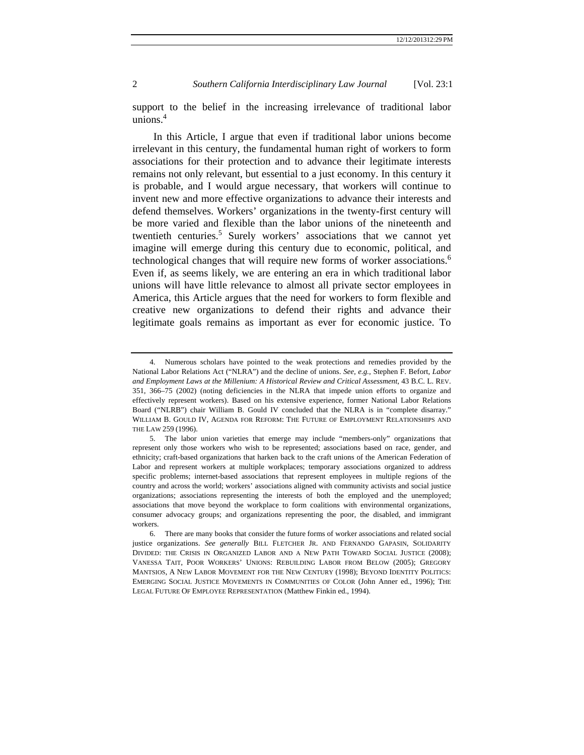support to the belief in the increasing irrelevance of traditional labor unions.[4]

In this Article, I argue that even if traditional labor unions become irrelevant in this century, the fundamental human right of workers to form associations for their protection and to advance their legitimate interests remains not only relevant, but essential to a just economy. In this century it is probable, and I would argue necessary, that workers will continue to invent new and more effective organizations to advance their interests and defend themselves. Workers' organizations in the twenty-first century will be more varied and flexible than the labor unions of the nineteenth and twentieth centuries.[5] Surely workers' associations that we cannot yet imagine will emerge during this century due to economic, political, and technological changes that will require new forms of worker associations.[6] Even if, as seems likely, we are entering an era in which traditional labor unions will have little relevance to almost all private sector employees in America, this Article argues that the need for workers to form flexible and creative new organizations to defend their rights and advance their legitimate goals remains as important as ever for economic justice. To

---

4. Numerous scholars have pointed to the weak protections and remedies provided by the National Labor Relations Act ("NLRA") and the decline of unions. *See, e.g.*, Stephen F. Befort, *Labor and Employment Laws at the Millenium: A Historical Review and Critical Assessment*, 43 B.C. L. REV. 351, 366–75 (2002) (noting deficiencies in the NLRA that impede union efforts to organize and effectively represent workers). Based on his extensive experience, former National Labor Relations Board ("NLRB") chair William B. Gould IV concluded that the NLRA is in "complete disarray." WILLIAM B. GOULD IV, AGENDA FOR REFORM: THE FUTURE OF EMPLOYMENT RELATIONSHIPS AND THE LAW 259 (1996).

5. The labor union varieties that emerge may include "members-only" organizations that represent only those workers who wish to be represented; associations based on race, gender, and ethnicity; craft-based organizations that harken back to the craft unions of the American Federation of Labor and represent workers at multiple workplaces; temporary associations organized to address specific problems; internet-based associations that represent employees in multiple regions of the country and across the world; workers' associations aligned with community activists and social justice organizations; associations representing the interests of both the employed and the unemployed; associations that move beyond the workplace to form coalitions with environmental organizations, consumer advocacy groups; and organizations representing the poor, the disabled, and immigrant workers.

6. There are many books that consider the future forms of worker associations and related social justice organizations. *See generally* BILL FLETCHER JR. AND FERNANDO GAPASIN, SOLIDARITY DIVIDED: THE CRISIS IN ORGANIZED LABOR AND A NEW PATH TOWARD SOCIAL JUSTICE (2008); VANESSA TAIT, POOR WORKERS' UNIONS: REBUILDING LABOR FROM BELOW (2005); GREGORY MANTSIOS, A NEW LABOR MOVEMENT FOR THE NEW CENTURY (1998); BEYOND IDENTITY POLITICS: EMERGING SOCIAL JUSTICE MOVEMENTS IN COMMUNITIES OF COLOR (John Anner ed., 1996); THE LEGAL FUTURE OF EMPLOYEE REPRESENTATION (Matthew Finkin ed., 1994).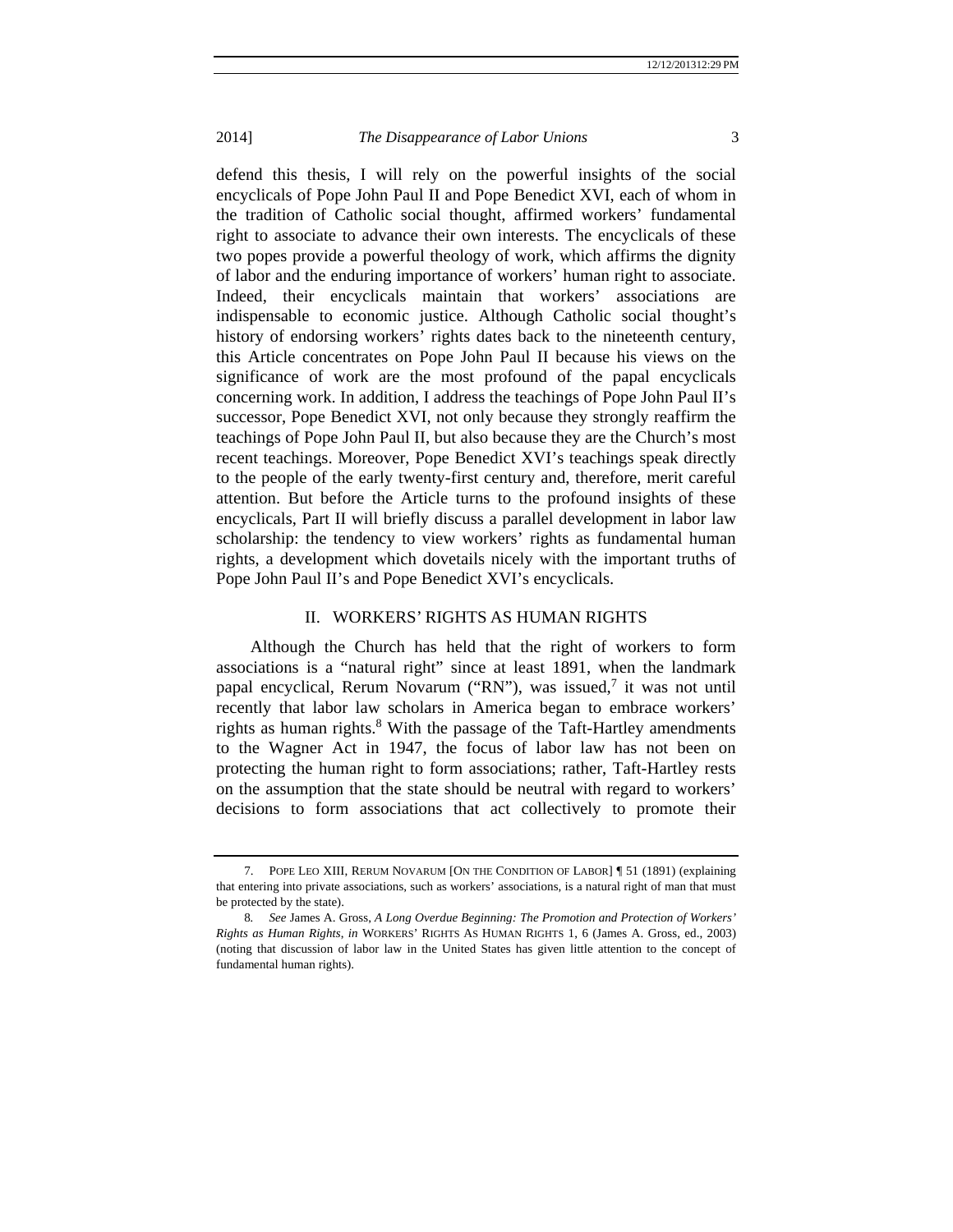defend this thesis, I will rely on the powerful insights of the social encyclicals of Pope John Paul II and Pope Benedict XVI, each of whom in the tradition of Catholic social thought, affirmed workers' fundamental right to associate to advance their own interests. The encyclicals of these two popes provide a powerful theology of work, which affirms the dignity of labor and the enduring importance of workers' human right to associate. Indeed, their encyclicals maintain that workers' associations are indispensable to economic justice. Although Catholic social thought's history of endorsing workers' rights dates back to the nineteenth century, this Article concentrates on Pope John Paul II because his views on the significance of work are the most profound of the papal encyclicals concerning work. In addition, I address the teachings of Pope John Paul II's successor, Pope Benedict XVI, not only because they strongly reaffirm the teachings of Pope John Paul II, but also because they are the Church's most recent teachings. Moreover, Pope Benedict XVI's teachings speak directly to the people of the early twenty-first century and, therefore, merit careful attention. But before the Article turns to the profound insights of these encyclicals, Part II will briefly discuss a parallel development in labor law scholarship: the tendency to view workers' rights as fundamental human rights, a development which dovetails nicely with the important truths of Pope John Paul II's and Pope Benedict XVI's encyclicals.

## II. WORKERS' RIGHTS AS HUMAN RIGHTS

Although the Church has held that the right of workers to form associations is a "natural right" since at least 1891, when the landmark papal encyclical, Rerum Novarum ("RN"), was issued,[7] it was not until recently that labor law scholars in America began to embrace workers' rights as human rights.[8] With the passage of the Taft-Hartley amendments to the Wagner Act in 1947, the focus of labor law has not been on protecting the human right to form associations; rather, Taft-Hartley rests on the assumption that the state should be neutral with regard to workers' decisions to form associations that act collectively to promote their

---

7. POPE LEO XIII, RERUM NOVARUM [ON THE CONDITION OF LABOR] ¶ 51 (1891) (explaining that entering into private associations, such as workers' associations, is a natural right of man that must be protected by the state).

8. *See* James A. Gross, *A Long Overdue Beginning: The Promotion and Protection of Workers' Rights as Human Rights*, *in* WORKERS' RIGHTS AS HUMAN RIGHTS 1, 6 (James A. Gross, ed., 2003) (noting that discussion of labor law in the United States has given little attention to the concept of fundamental human rights).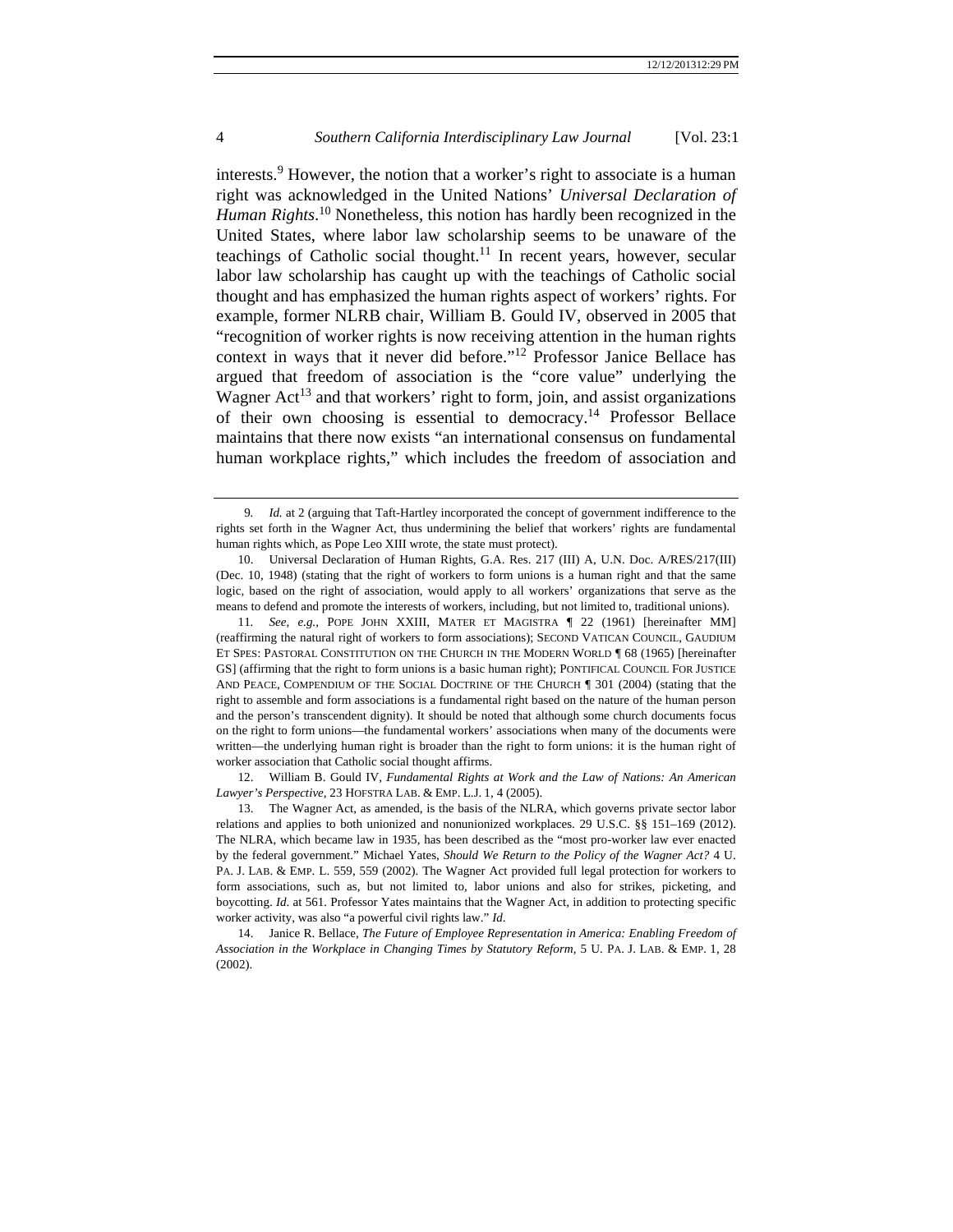interests.[9] However, the notion that a worker's right to associate is a human right was acknowledged in the United Nations' *Universal Declaration of Human Rights*.[10] Nonetheless, this notion has hardly been recognized in the United States, where labor law scholarship seems to be unaware of the teachings of Catholic social thought.[11] In recent years, however, secular labor law scholarship has caught up with the teachings of Catholic social thought and has emphasized the human rights aspect of workers' rights. For example, former NLRB chair, William B. Gould IV, observed in 2005 that "recognition of worker rights is now receiving attention in the human rights context in ways that it never did before."[12] Professor Janice Bellace has argued that freedom of association is the "core value" underlying the Wagner Act[13] and that workers' right to form, join, and assist organizations of their own choosing is essential to democracy.[14] Professor Bellace maintains that there now exists "an international consensus on fundamental human workplace rights," which includes the freedom of association and

---

9. *Id.* at 2 (arguing that Taft-Hartley incorporated the concept of government indifference to the rights set forth in the Wagner Act, thus undermining the belief that workers' rights are fundamental human rights which, as Pope Leo XIII wrote, the state must protect).

10. Universal Declaration of Human Rights, G.A. Res. 217 (III) A, U.N. Doc. A/RES/217(III) (Dec. 10, 1948) (stating that the right of workers to form unions is a human right and that the same logic, based on the right of association, would apply to all workers' organizations that serve as the means to defend and promote the interests of workers, including, but not limited to, traditional unions).

11. *See, e.g.*, POPE JOHN XXIII, MATER ET MAGISTRA ¶ 22 (1961) [hereinafter MM] (reaffirming the natural right of workers to form associations); SECOND VATICAN COUNCIL, GAUDIUM ET SPES: PASTORAL CONSTITUTION ON THE CHURCH IN THE MODERN WORLD ¶ 68 (1965) [hereinafter GS] (affirming that the right to form unions is a basic human right); PONTIFICAL COUNCIL FOR JUSTICE AND PEACE, COMPENDIUM OF THE SOCIAL DOCTRINE OF THE CHURCH ¶ 301 (2004) (stating that the right to assemble and form associations is a fundamental right based on the nature of the human person and the person's transcendent dignity). It should be noted that although some church documents focus on the right to form unions—the fundamental workers' associations when many of the documents were written—the underlying human right is broader than the right to form unions: it is the human right of worker association that Catholic social thought affirms.

12. William B. Gould IV, *Fundamental Rights at Work and the Law of Nations: An American Lawyer's Perspective*, 23 HOFSTRA LAB. & EMP. L.J. 1, 4 (2005).

13. The Wagner Act, as amended, is the basis of the NLRA, which governs private sector labor relations and applies to both unionized and nonunionized workplaces. 29 U.S.C. §§ 151–169 (2012). The NLRA, which became law in 1935, has been described as the "most pro-worker law ever enacted by the federal government." Michael Yates, *Should We Return to the Policy of the Wagner Act?* 4 U. PA. J. LAB. & EMP. L. 559, 559 (2002). The Wagner Act provided full legal protection for workers to form associations, such as, but not limited to, labor unions and also for strikes, picketing, and boycotting. *Id*. at 561. Professor Yates maintains that the Wagner Act, in addition to protecting specific worker activity, was also "a powerful civil rights law." *Id*.

14. Janice R. Bellace, *The Future of Employee Representation in America: Enabling Freedom of Association in the Workplace in Changing Times by Statutory Reform*, 5 U. PA. J. LAB. & EMP. 1, 28 (2002).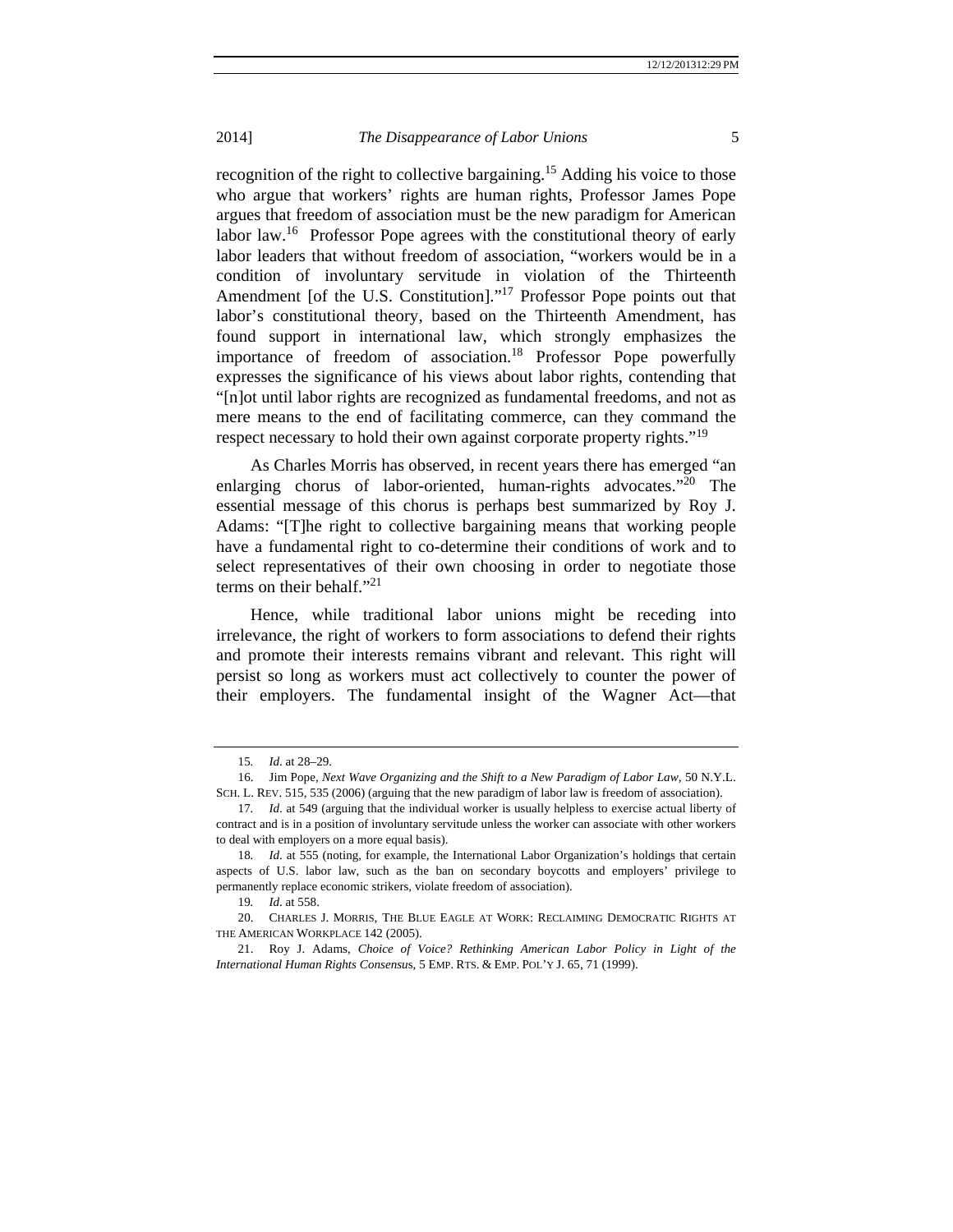recognition of the right to collective bargaining.[15] Adding his voice to those who argue that workers' rights are human rights, Professor James Pope argues that freedom of association must be the new paradigm for American labor law.[16] Professor Pope agrees with the constitutional theory of early labor leaders that without freedom of association, "workers would be in a condition of involuntary servitude in violation of the Thirteenth Amendment [of the U.S. Constitution]."[17] Professor Pope points out that labor's constitutional theory, based on the Thirteenth Amendment, has found support in international law, which strongly emphasizes the importance of freedom of association.[18] Professor Pope powerfully expresses the significance of his views about labor rights, contending that "[n]ot until labor rights are recognized as fundamental freedoms, and not as mere means to the end of facilitating commerce, can they command the respect necessary to hold their own against corporate property rights."[19]

As Charles Morris has observed, in recent years there has emerged "an enlarging chorus of labor-oriented, human-rights advocates."[20] The essential message of this chorus is perhaps best summarized by Roy J. Adams: "[T]he right to collective bargaining means that working people have a fundamental right to co-determine their conditions of work and to select representatives of their own choosing in order to negotiate those terms on their behalf."[21]

Hence, while traditional labor unions might be receding into irrelevance, the right of workers to form associations to defend their rights and promote their interests remains vibrant and relevant. This right will persist so long as workers must act collectively to counter the power of their employers. The fundamental insight of the Wagner Act—that

---

15. *Id.* at 28–29.

16. Jim Pope, *Next Wave Organizing and the Shift to a New Paradigm of Labor Law*, 50 N.Y.L. SCH. L. REV. 515, 535 (2006) (arguing that the new paradigm of labor law is freedom of association).

17. *Id.* at 549 (arguing that the individual worker is usually helpless to exercise actual liberty of contract and is in a position of involuntary servitude unless the worker can associate with other workers to deal with employers on a more equal basis).

18. *Id.* at 555 (noting, for example, the International Labor Organization's holdings that certain aspects of U.S. labor law, such as the ban on secondary boycotts and employers' privilege to permanently replace economic strikers, violate freedom of association).

19. *Id.* at 558.

20. CHARLES J. MORRIS, THE BLUE EAGLE AT WORK: RECLAIMING DEMOCRATIC RIGHTS AT THE AMERICAN WORKPLACE 142 (2005).

21. Roy J. Adams, *Choice of Voice? Rethinking American Labor Policy in Light of the International Human Rights Consensus*, 5 EMP. RTS. & EMP. POL'Y J. 65, 71 (1999).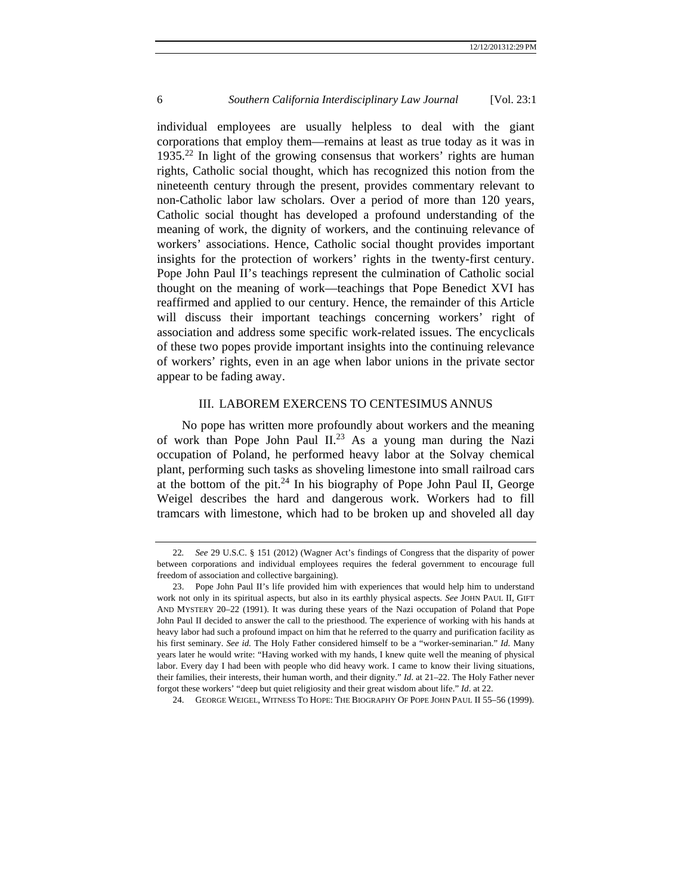individual employees are usually helpless to deal with the giant corporations that employ them—remains at least as true today as it was in 1935.[22] In light of the growing consensus that workers' rights are human rights, Catholic social thought, which has recognized this notion from the nineteenth century through the present, provides commentary relevant to non-Catholic labor law scholars. Over a period of more than 120 years, Catholic social thought has developed a profound understanding of the meaning of work, the dignity of workers, and the continuing relevance of workers' associations. Hence, Catholic social thought provides important insights for the protection of workers' rights in the twenty-first century. Pope John Paul II's teachings represent the culmination of Catholic social thought on the meaning of work—teachings that Pope Benedict XVI has reaffirmed and applied to our century. Hence, the remainder of this Article will discuss their important teachings concerning workers' right of association and address some specific work-related issues. The encyclicals of these two popes provide important insights into the continuing relevance of workers' rights, even in an age when labor unions in the private sector appear to be fading away.

## III. LABOREM EXERCENS TO CENTESIMUS ANNUS

No pope has written more profoundly about workers and the meaning of work than Pope John Paul II.[23] As a young man during the Nazi occupation of Poland, he performed heavy labor at the Solvay chemical plant, performing such tasks as shoveling limestone into small railroad cars at the bottom of the pit.[24] In his biography of Pope John Paul II, George Weigel describes the hard and dangerous work. Workers had to fill tramcars with limestone, which had to be broken up and shoveled all day

---

22. *See* 29 U.S.C. § 151 (2012) (Wagner Act's findings of Congress that the disparity of power between corporations and individual employees requires the federal government to encourage full freedom of association and collective bargaining).

23. Pope John Paul II's life provided him with experiences that would help him to understand work not only in its spiritual aspects, but also in its earthly physical aspects. *See* JOHN PAUL II, GIFT AND MYSTERY 20–22 (1991). It was during these years of the Nazi occupation of Poland that Pope John Paul II decided to answer the call to the priesthood. The experience of working with his hands at heavy labor had such a profound impact on him that he referred to the quarry and purification facility as his first seminary. *See id.* The Holy Father considered himself to be a "worker-seminarian." *Id.* Many years later he would write: "Having worked with my hands, I knew quite well the meaning of physical labor. Every day I had been with people who did heavy work. I came to know their living situations, their families, their interests, their human worth, and their dignity." *Id.* at 21–22. The Holy Father never forgot these workers' "deep but quiet religiosity and their great wisdom about life." *Id*. at 22.

24. GEORGE WEIGEL, WITNESS TO HOPE: THE BIOGRAPHY OF POPE JOHN PAUL II 55–56 (1999).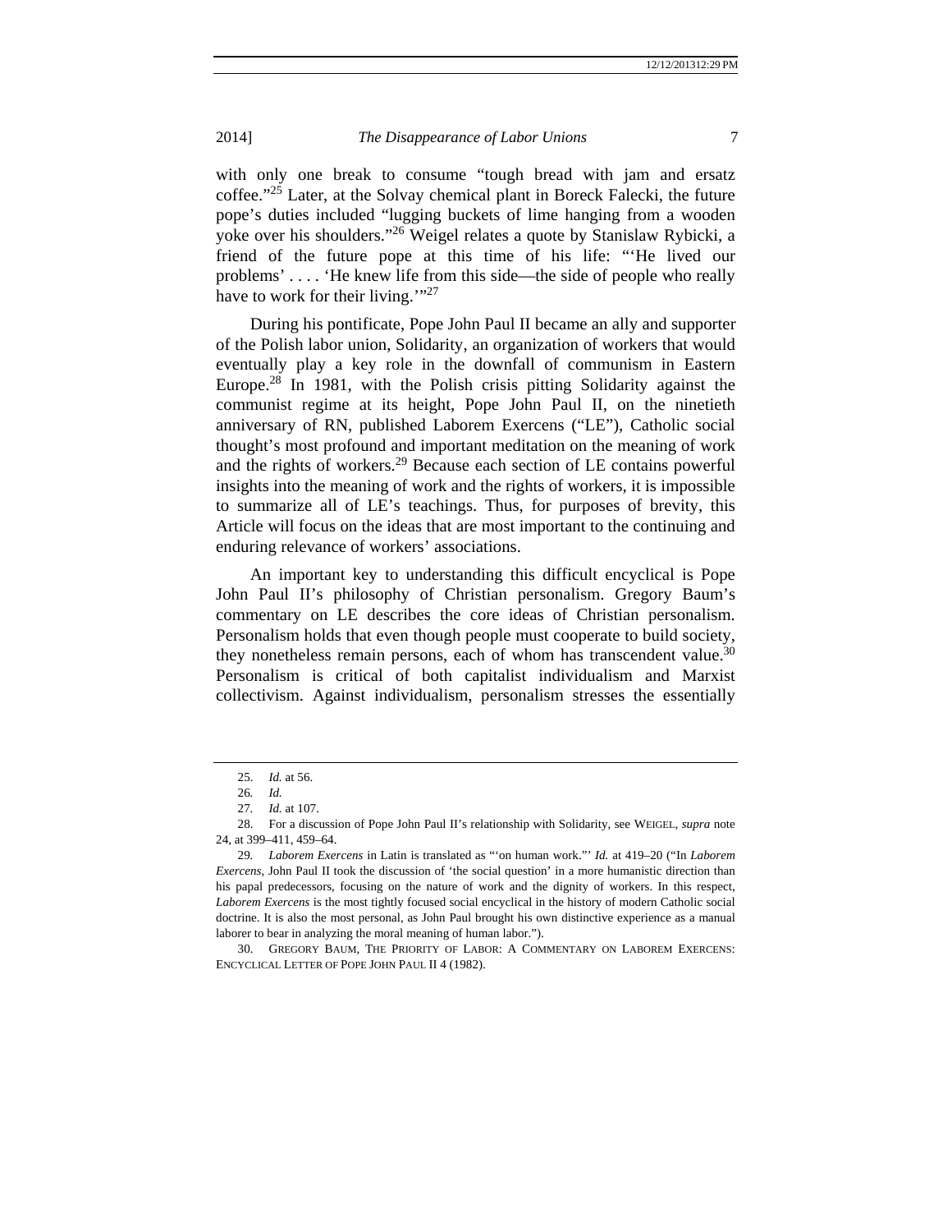with only one break to consume "tough bread with jam and ersatz coffee."[25] Later, at the Solvay chemical plant in Boreck Falecki, the future pope's duties included "lugging buckets of lime hanging from a wooden yoke over his shoulders."[26] Weigel relates a quote by Stanislaw Rybicki, a friend of the future pope at this time of his life: "'He lived our problems' . . . . 'He knew life from this side—the side of people who really have to work for their living.'"[27]

During his pontificate, Pope John Paul II became an ally and supporter of the Polish labor union, Solidarity, an organization of workers that would eventually play a key role in the downfall of communism in Eastern Europe.[28] In 1981, with the Polish crisis pitting Solidarity against the communist regime at its height, Pope John Paul II, on the ninetieth anniversary of RN, published Laborem Exercens ("LE"), Catholic social thought's most profound and important meditation on the meaning of work and the rights of workers.[29] Because each section of LE contains powerful insights into the meaning of work and the rights of workers, it is impossible to summarize all of LE's teachings. Thus, for purposes of brevity, this Article will focus on the ideas that are most important to the continuing and enduring relevance of workers' associations.

An important key to understanding this difficult encyclical is Pope John Paul II's philosophy of Christian personalism. Gregory Baum's commentary on LE describes the core ideas of Christian personalism. Personalism holds that even though people must cooperate to build society, they nonetheless remain persons, each of whom has transcendent value.[30] Personalism is critical of both capitalist individualism and Marxist collectivism. Against individualism, personalism stresses the essentially

---

25. *Id.* at 56.

26. *Id.*

27. *Id.* at 107.

28. For a discussion of Pope John Paul II's relationship with Solidarity, see WEIGEL, *supra* note 24, at 399–411, 459–64.

29. *Laborem Exercens* in Latin is translated as "'on human work."' *Id.* at 419–20 ("In *Laborem Exercens*, John Paul II took the discussion of 'the social question' in a more humanistic direction than his papal predecessors, focusing on the nature of work and the dignity of workers. In this respect, *Laborem Exercens* is the most tightly focused social encyclical in the history of modern Catholic social doctrine. It is also the most personal, as John Paul brought his own distinctive experience as a manual laborer to bear in analyzing the moral meaning of human labor.").

30. GREGORY BAUM, THE PRIORITY OF LABOR: A COMMENTARY ON LABOREM EXERCENS: ENCYCLICAL LETTER OF POPE JOHN PAUL II 4 (1982).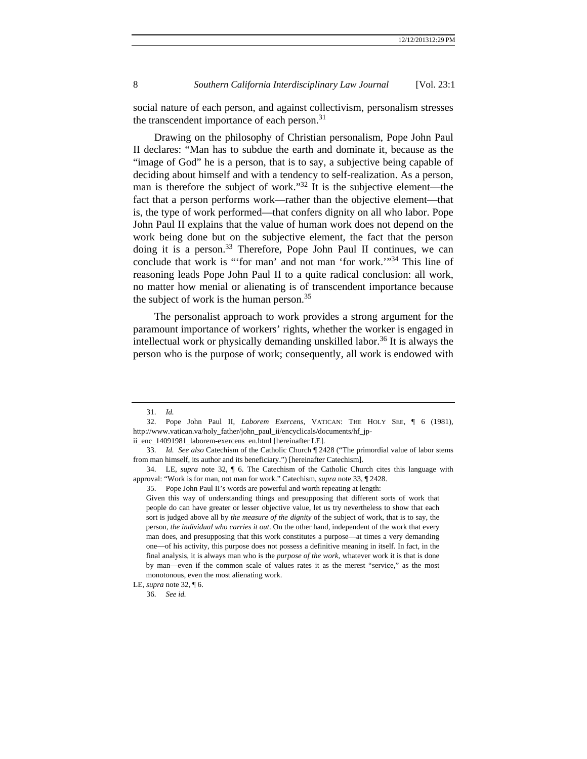social nature of each person, and against collectivism, personalism stresses the transcendent importance of each person.[31]

Drawing on the philosophy of Christian personalism, Pope John Paul II declares: "Man has to subdue the earth and dominate it, because as the "image of God" he is a person, that is to say, a subjective being capable of deciding about himself and with a tendency to self-realization. As a person, man is therefore the subject of work."[32] It is the subjective element—the fact that a person performs work—rather than the objective element—that is, the type of work performed—that confers dignity on all who labor. Pope John Paul II explains that the value of human work does not depend on the work being done but on the subjective element, the fact that the person doing it is a person.[33] Therefore, Pope John Paul II continues, we can conclude that work is "'for man' and not man 'for work.'"[34] This line of reasoning leads Pope John Paul II to a quite radical conclusion: all work, no matter how menial or alienating is of transcendent importance because the subject of work is the human person.[35]

The personalist approach to work provides a strong argument for the paramount importance of workers' rights, whether the worker is engaged in intellectual work or physically demanding unskilled labor.[36] It is always the person who is the purpose of work; consequently, all work is endowed with

---

31. *Id.*

32. Pope John Paul II, *Laborem Exercens*, VATICAN: THE HOLY SEE, ¶ 6 (1981), http://www.vatican.va/holy_father/john_paul_ii/encyclicals/documents/hf_jp-ii_enc_14091981_laborem-exercens_en.html [hereinafter LE].

33. *Id. See also* Catechism of the Catholic Church ¶ 2428 ("The primordial value of labor stems from man himself, its author and its beneficiary.") [hereinafter Catechism].

34. LE, *supra* note 32, ¶ 6. The Catechism of the Catholic Church cites this language with approval: "Work is for man, not man for work." Catechism, *supra* note 33, ¶ 2428.

35. Pope John Paul II's words are powerful and worth repeating at length:

> Given this way of understanding things and presupposing that different sorts of work that people do can have greater or lesser objective value, let us try nevertheless to show that each sort is judged above all by *the measure of the dignity* of the subject of work, that is to say, the person, *the individual who carries it out*. On the other hand, independent of the work that every man does, and presupposing that this work constitutes a purpose—at times a very demanding one—of his activity, this purpose does not possess a definitive meaning in itself. In fact, in the final analysis, it is always man who is the *purpose of the work*, whatever work it is that is done by man—even if the common scale of values rates it as the merest "service," as the most monotonous, even the most alienating work.

LE, *supra* note 32, ¶ 6.

36. *See id.*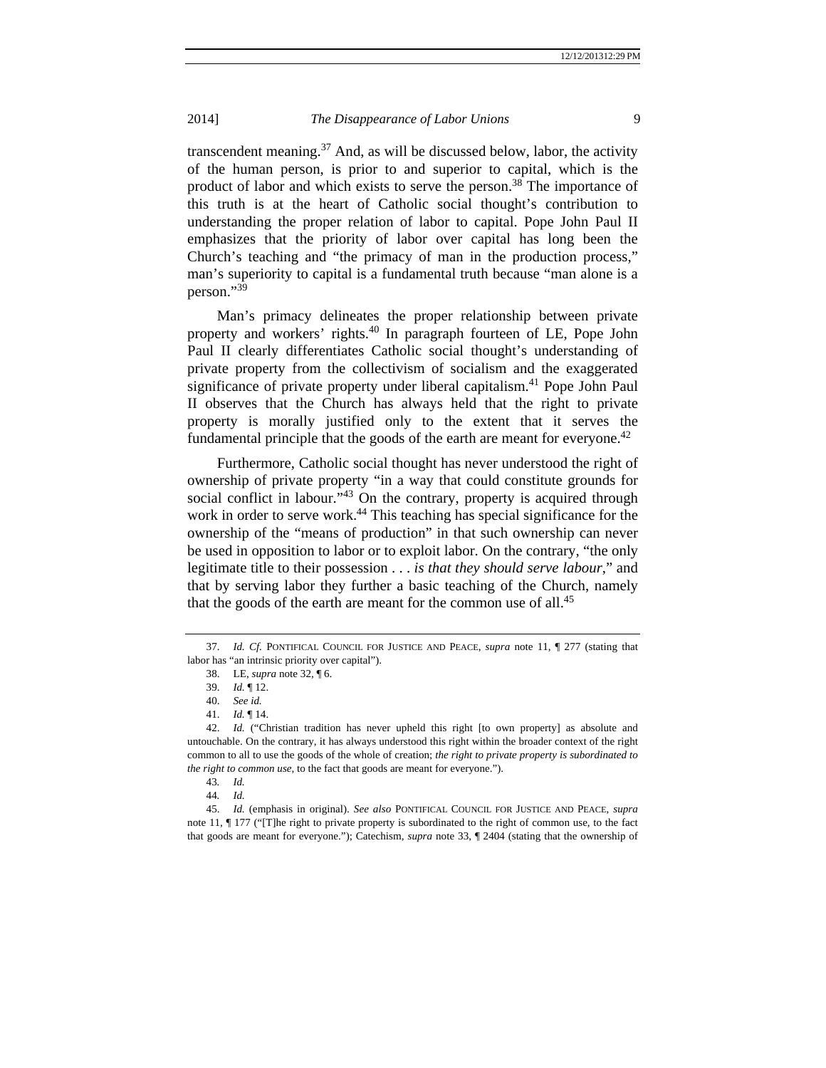transcendent meaning.[37] And, as will be discussed below, labor, the activity of the human person, is prior to and superior to capital, which is the product of labor and which exists to serve the person.[38] The importance of this truth is at the heart of Catholic social thought's contribution to understanding the proper relation of labor to capital. Pope John Paul II emphasizes that the priority of labor over capital has long been the Church's teaching and "the primacy of man in the production process," man's superiority to capital is a fundamental truth because "man alone is a person."[39]

Man's primacy delineates the proper relationship between private property and workers' rights.[40] In paragraph fourteen of LE, Pope John Paul II clearly differentiates Catholic social thought's understanding of private property from the collectivism of socialism and the exaggerated significance of private property under liberal capitalism.[41] Pope John Paul II observes that the Church has always held that the right to private property is morally justified only to the extent that it serves the fundamental principle that the goods of the earth are meant for everyone.[42]

Furthermore, Catholic social thought has never understood the right of ownership of private property "in a way that could constitute grounds for social conflict in labour."[43] On the contrary, property is acquired through work in order to serve work.[44] This teaching has special significance for the ownership of the "means of production" in that such ownership can never be used in opposition to labor or to exploit labor. On the contrary, "the only legitimate title to their possession . . . *is that they should serve labour*," and that by serving labor they further a basic teaching of the Church, namely that the goods of the earth are meant for the common use of all.[45]

---

37. *Id. Cf.* PONTIFICAL COUNCIL FOR JUSTICE AND PEACE, *supra* note 11, ¶ 277 (stating that labor has "an intrinsic priority over capital").

38. LE, *supra* note 32, ¶ 6.

39. *Id.* ¶ 12.

40. *See id.*

41. *Id.* ¶ 14.

42. *Id.* ("Christian tradition has never upheld this right [to own property] as absolute and untouchable. On the contrary, it has always understood this right within the broader context of the right common to all to use the goods of the whole of creation; *the right to private property is subordinated to the right to common use*, to the fact that goods are meant for everyone.").

43. *Id.*

44. *Id.*

45. *Id.* (emphasis in original). *See also* PONTIFICAL COUNCIL FOR JUSTICE AND PEACE, *supra* note 11, ¶ 177 ("[T]he right to private property is subordinated to the right of common use, to the fact that goods are meant for everyone."); Catechism, *supra* note 33, ¶ 2404 (stating that the ownership of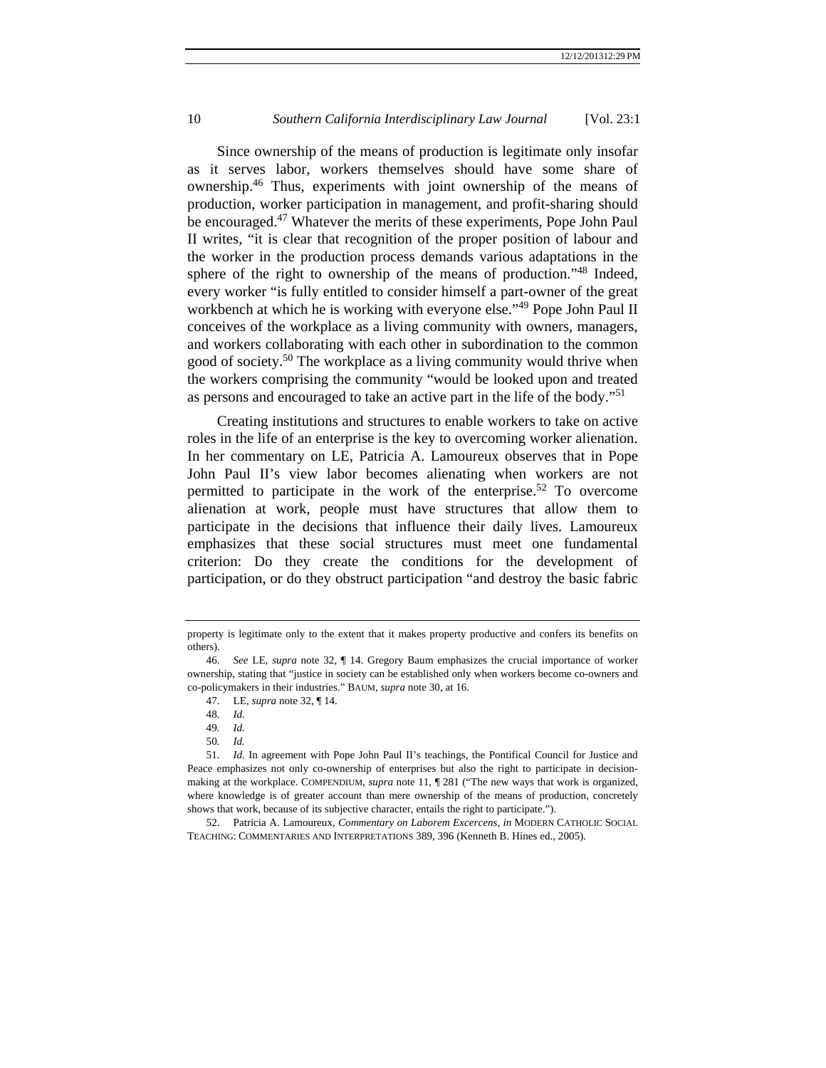Since ownership of the means of production is legitimate only insofar as it serves labor, workers themselves should have some share of ownership.[46] Thus, experiments with joint ownership of the means of production, worker participation in management, and profit-sharing should be encouraged.[47] Whatever the merits of these experiments, Pope John Paul II writes, "it is clear that recognition of the proper position of labour and the worker in the production process demands various adaptations in the sphere of the right to ownership of the means of production."[48] Indeed, every worker "is fully entitled to consider himself a part-owner of the great workbench at which he is working with everyone else."[49] Pope John Paul II conceives of the workplace as a living community with owners, managers, and workers collaborating with each other in subordination to the common good of society.[50] The workplace as a living community would thrive when the workers comprising the community "would be looked upon and treated as persons and encouraged to take an active part in the life of the body."[51]

Creating institutions and structures to enable workers to take on active roles in the life of an enterprise is the key to overcoming worker alienation. In her commentary on LE, Patricia A. Lamoureux observes that in Pope John Paul II's view labor becomes alienating when workers are not permitted to participate in the work of the enterprise.[52] To overcome alienation at work, people must have structures that allow them to participate in the decisions that influence their daily lives. Lamoureux emphasizes that these social structures must meet one fundamental criterion: Do they create the conditions for the development of participation, or do they obstruct participation "and destroy the basic fabric

---

property is legitimate only to the extent that it makes property productive and confers its benefits on others).

46. *See* LE, *supra* note 32, ¶ 14. Gregory Baum emphasizes the crucial importance of worker ownership, stating that "justice in society can be established only when workers become co-owners and co-policymakers in their industries." BAUM, *supra* note 30, at 16.

47. LE, *supra* note 32, ¶ 14.

48. *Id.*

49. *Id.*

50. *Id.*

51. *Id.* In agreement with Pope John Paul II's teachings, the Pontifical Council for Justice and Peace emphasizes not only co-ownership of enterprises but also the right to participate in decision-making at the workplace. COMPENDIUM, *supra* note 11, ¶ 281 ("The new ways that work is organized, where knowledge is of greater account than mere ownership of the means of production, concretely shows that work, because of its subjective character, entails the right to participate.").

52. Patricia A. Lamoureux, *Commentary on Laborem Excercens*, *in* MODERN CATHOLIC SOCIAL TEACHING: COMMENTARIES AND INTERPRETATIONS 389, 396 (Kenneth B. Hines ed., 2005).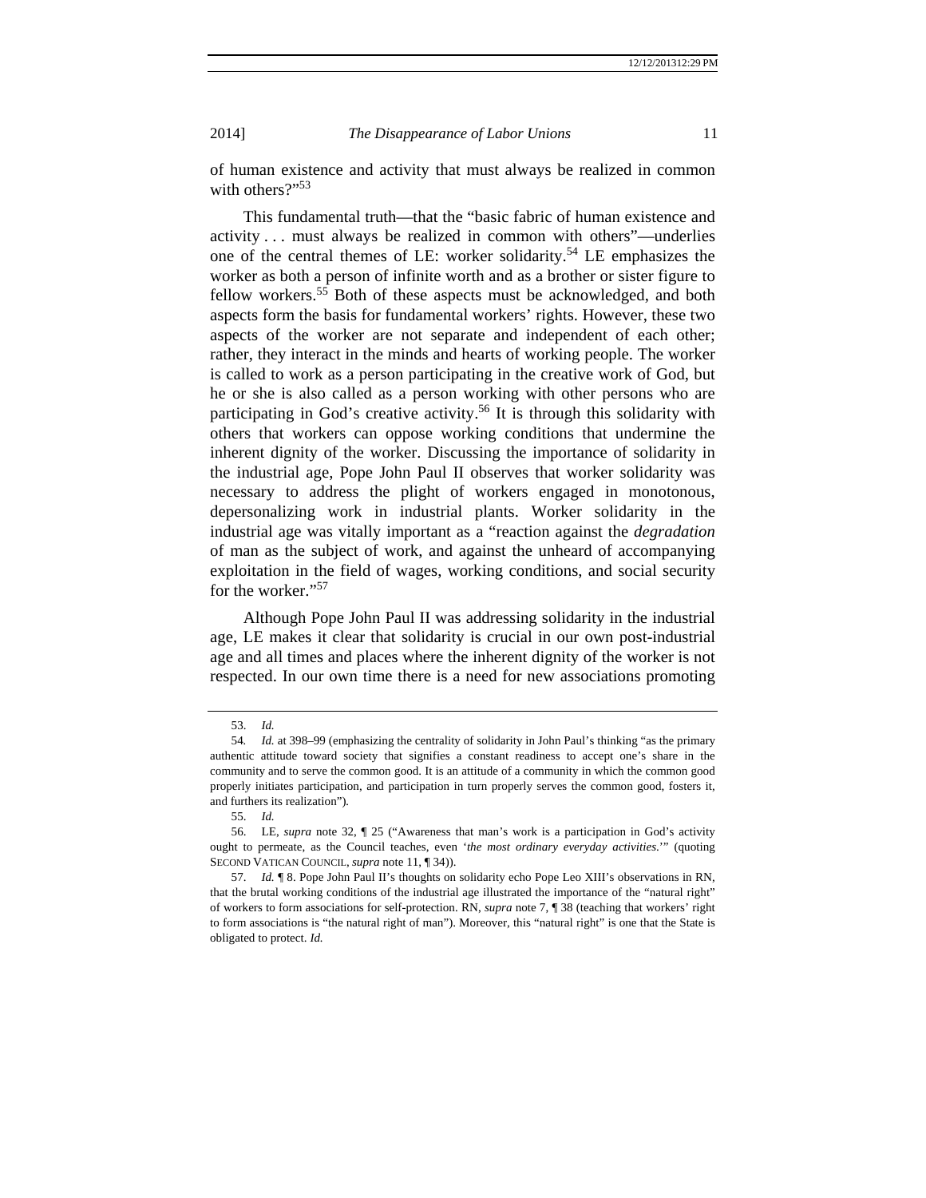of human existence and activity that must always be realized in common with others?"[53]

This fundamental truth—that the "basic fabric of human existence and activity . . . must always be realized in common with others"—underlies one of the central themes of LE: worker solidarity.[54] LE emphasizes the worker as both a person of infinite worth and as a brother or sister figure to fellow workers.[55] Both of these aspects must be acknowledged, and both aspects form the basis for fundamental workers' rights. However, these two aspects of the worker are not separate and independent of each other; rather, they interact in the minds and hearts of working people. The worker is called to work as a person participating in the creative work of God, but he or she is also called as a person working with other persons who are participating in God's creative activity.[56] It is through this solidarity with others that workers can oppose working conditions that undermine the inherent dignity of the worker. Discussing the importance of solidarity in the industrial age, Pope John Paul II observes that worker solidarity was necessary to address the plight of workers engaged in monotonous, depersonalizing work in industrial plants. Worker solidarity in the industrial age was vitally important as a "reaction against the *degradation* of man as the subject of work, and against the unheard of accompanying exploitation in the field of wages, working conditions, and social security for the worker."[57]

Although Pope John Paul II was addressing solidarity in the industrial age, LE makes it clear that solidarity is crucial in our own post-industrial age and all times and places where the inherent dignity of the worker is not respected. In our own time there is a need for new associations promoting

---

53. *Id.*

54. *Id.* at 398–99 (emphasizing the centrality of solidarity in John Paul's thinking "as the primary authentic attitude toward society that signifies a constant readiness to accept one's share in the community and to serve the common good. It is an attitude of a community in which the common good properly initiates participation, and participation in turn properly serves the common good, fosters it, and furthers its realization").

55. *Id.*

56. LE, *supra* note 32, ¶ 25 ("Awareness that man's work is a participation in God's activity ought to permeate, as the Council teaches, even '*the most ordinary everyday activities*.'" (quoting SECOND VATICAN COUNCIL, *supra* note 11, ¶ 34)).

57. *Id.* ¶ 8. Pope John Paul II's thoughts on solidarity echo Pope Leo XIII's observations in RN, that the brutal working conditions of the industrial age illustrated the importance of the "natural right" of workers to form associations for self-protection. RN, *supra* note 7, ¶ 38 (teaching that workers' right to form associations is "the natural right of man"). Moreover, this "natural right" is one that the State is obligated to protect. *Id.*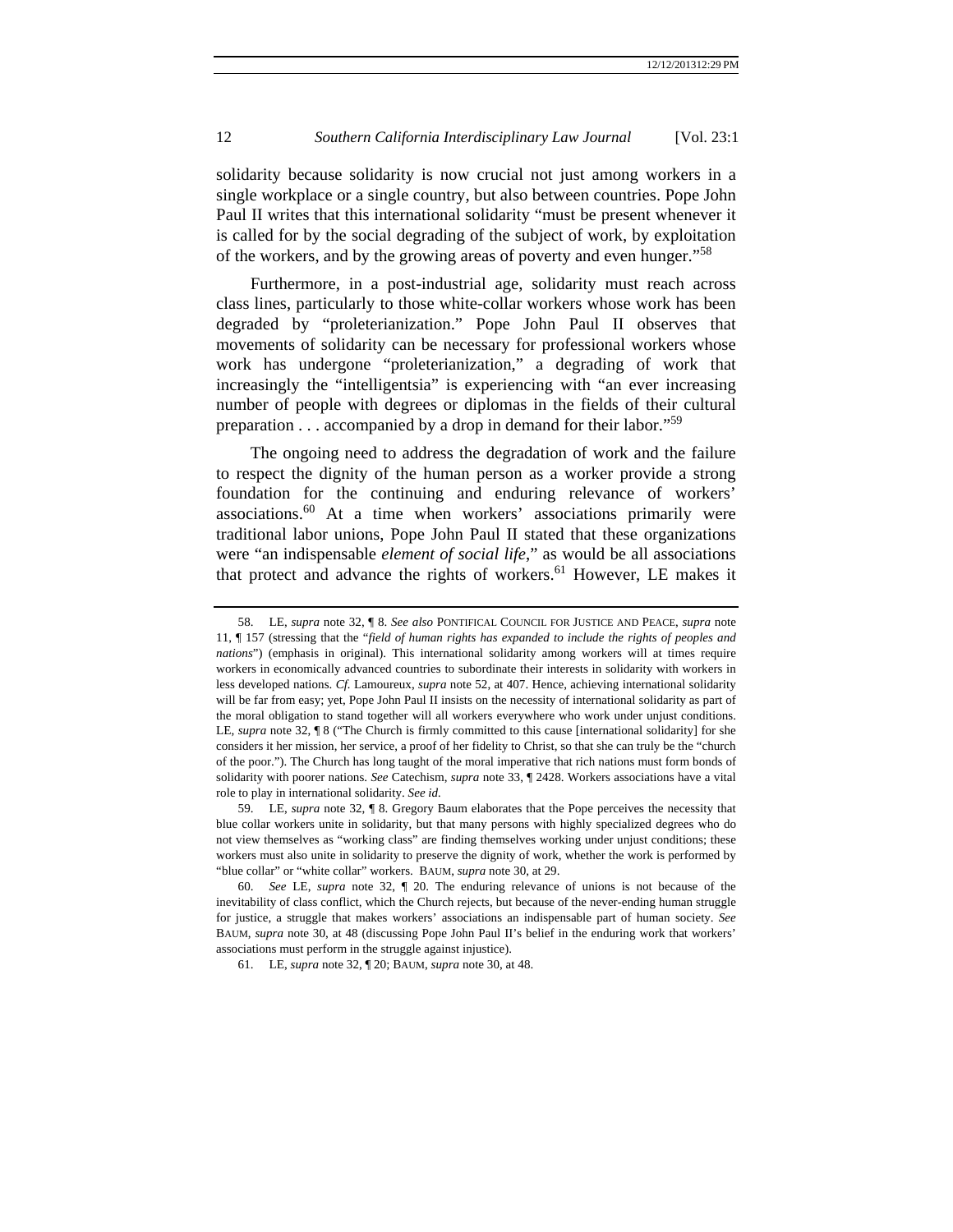solidarity because solidarity is now crucial not just among workers in a single workplace or a single country, but also between countries. Pope John Paul II writes that this international solidarity "must be present whenever it is called for by the social degrading of the subject of work, by exploitation of the workers, and by the growing areas of poverty and even hunger."[58]

Furthermore, in a post-industrial age, solidarity must reach across class lines, particularly to those white-collar workers whose work has been degraded by "proleterianization." Pope John Paul II observes that movements of solidarity can be necessary for professional workers whose work has undergone "proleterianization," a degrading of work that increasingly the "intelligentsia" is experiencing with "an ever increasing number of people with degrees or diplomas in the fields of their cultural preparation . . . accompanied by a drop in demand for their labor."[59]

The ongoing need to address the degradation of work and the failure to respect the dignity of the human person as a worker provide a strong foundation for the continuing and enduring relevance of workers' associations.[60] At a time when workers' associations primarily were traditional labor unions, Pope John Paul II stated that these organizations were "an indispensable *element of social life*," as would be all associations that protect and advance the rights of workers.[61] However, LE makes it

58. LE, *supra* note 32, ¶ 8. *See also* PONTIFICAL COUNCIL FOR JUSTICE AND PEACE, *supra* note 11, ¶ 157 (stressing that the "*field of human rights has expanded to include the rights of peoples and nations*") (emphasis in original). This international solidarity among workers will at times require workers in economically advanced countries to subordinate their interests in solidarity with workers in less developed nations. *Cf.* Lamoureux, *supra* note 52, at 407. Hence, achieving international solidarity will be far from easy; yet, Pope John Paul II insists on the necessity of international solidarity as part of the moral obligation to stand together will all workers everywhere who work under unjust conditions. LE, *supra* note 32, ¶ 8 ("The Church is firmly committed to this cause [international solidarity] for she considers it her mission, her service, a proof of her fidelity to Christ, so that she can truly be the "church of the poor."). The Church has long taught of the moral imperative that rich nations must form bonds of solidarity with poorer nations. *See* Catechism, *supra* note 33, ¶ 2428. Workers associations have a vital role to play in international solidarity. *See id.*

59. LE, *supra* note 32, ¶ 8. Gregory Baum elaborates that the Pope perceives the necessity that blue collar workers unite in solidarity, but that many persons with highly specialized degrees who do not view themselves as "working class" are finding themselves working under unjust conditions; these workers must also unite in solidarity to preserve the dignity of work, whether the work is performed by "blue collar" or "white collar" workers. BAUM, *supra* note 30, at 29.

60. *See* LE, *supra* note 32, ¶ 20. The enduring relevance of unions is not because of the inevitability of class conflict, which the Church rejects, but because of the never-ending human struggle for justice, a struggle that makes workers' associations an indispensable part of human society. *See* BAUM, *supra* note 30, at 48 (discussing Pope John Paul II's belief in the enduring work that workers' associations must perform in the struggle against injustice).

61. LE, *supra* note 32, ¶ 20; BAUM, *supra* note 30, at 48.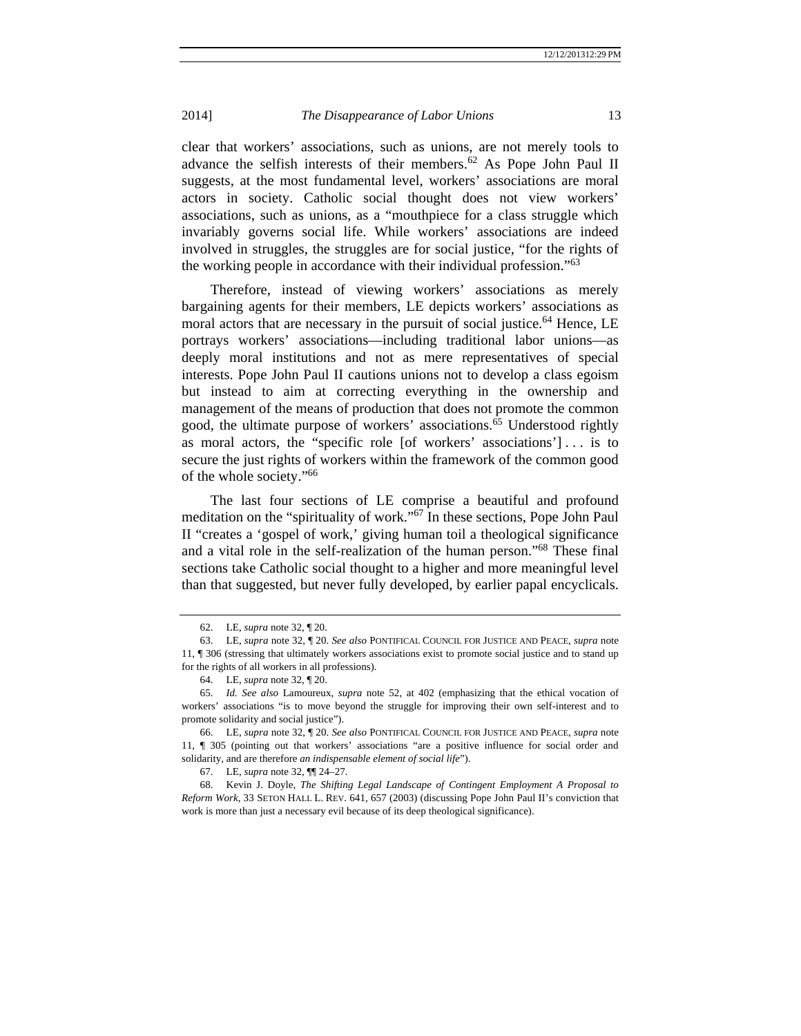clear that workers' associations, such as unions, are not merely tools to advance the selfish interests of their members.[62] As Pope John Paul II suggests, at the most fundamental level, workers' associations are moral actors in society. Catholic social thought does not view workers' associations, such as unions, as a "mouthpiece for a class struggle which invariably governs social life. While workers' associations are indeed involved in struggles, the struggles are for social justice, "for the rights of the working people in accordance with their individual profession."[63]

Therefore, instead of viewing workers' associations as merely bargaining agents for their members, LE depicts workers' associations as moral actors that are necessary in the pursuit of social justice.[64] Hence, LE portrays workers' associations—including traditional labor unions—as deeply moral institutions and not as mere representatives of special interests. Pope John Paul II cautions unions not to develop a class egoism but instead to aim at correcting everything in the ownership and management of the means of production that does not promote the common good, the ultimate purpose of workers' associations.[65] Understood rightly as moral actors, the "specific role [of workers' associations'] . . . is to secure the just rights of workers within the framework of the common good of the whole society."[66]

The last four sections of LE comprise a beautiful and profound meditation on the "spirituality of work."[67] In these sections, Pope John Paul II "creates a 'gospel of work,' giving human toil a theological significance and a vital role in the self-realization of the human person."[68] These final sections take Catholic social thought to a higher and more meaningful level than that suggested, but never fully developed, by earlier papal encyclicals.

---

62. LE, *supra* note 32, ¶ 20.

63. LE, *supra* note 32, ¶ 20. *See also* PONTIFICAL COUNCIL FOR JUSTICE AND PEACE, *supra* note 11, ¶ 306 (stressing that ultimately workers associations exist to promote social justice and to stand up for the rights of all workers in all professions).

64. LE, *supra* note 32, ¶ 20.

65. *Id. See also* Lamoureux, *supra* note 52, at 402 (emphasizing that the ethical vocation of workers' associations "is to move beyond the struggle for improving their own self-interest and to promote solidarity and social justice").

66. LE, *supra* note 32, ¶ 20. *See also* PONTIFICAL COUNCIL FOR JUSTICE AND PEACE, *supra* note 11, ¶ 305 (pointing out that workers' associations "are a positive influence for social order and solidarity, and are therefore *an indispensable element of social life*").

67. LE, *supra* note 32, ¶¶ 24–27.

68. Kevin J. Doyle, *The Shifting Legal Landscape of Contingent Employment A Proposal to Reform Work*, 33 SETON HALL L. REV. 641, 657 (2003) (discussing Pope John Paul II's conviction that work is more than just a necessary evil because of its deep theological significance).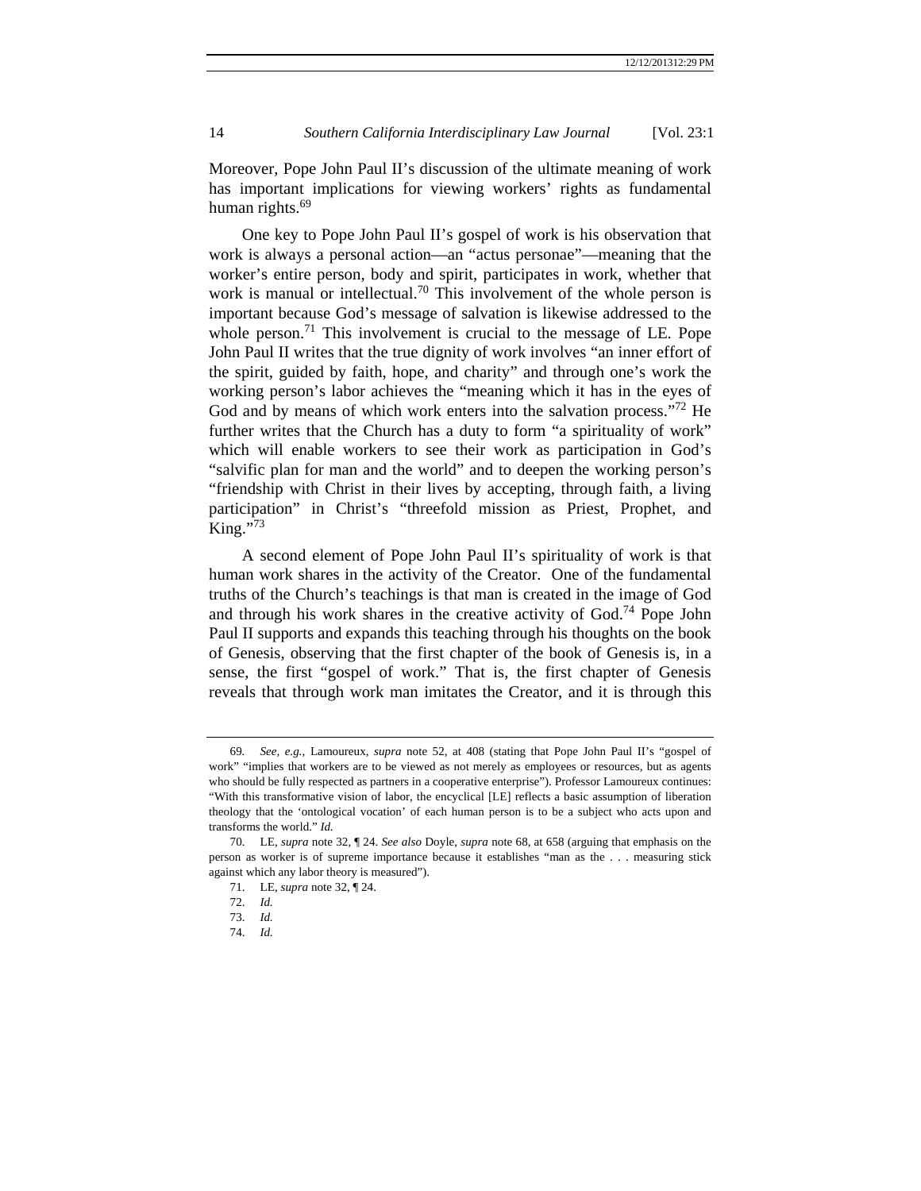Moreover, Pope John Paul II's discussion of the ultimate meaning of work has important implications for viewing workers' rights as fundamental human rights.[69]

One key to Pope John Paul II's gospel of work is his observation that work is always a personal action—an "actus personae"—meaning that the worker's entire person, body and spirit, participates in work, whether that work is manual or intellectual.[70] This involvement of the whole person is important because God's message of salvation is likewise addressed to the whole person.[71] This involvement is crucial to the message of LE. Pope John Paul II writes that the true dignity of work involves "an inner effort of the spirit, guided by faith, hope, and charity" and through one's work the working person's labor achieves the "meaning which it has in the eyes of God and by means of which work enters into the salvation process."[72] He further writes that the Church has a duty to form "a spirituality of work" which will enable workers to see their work as participation in God's "salvific plan for man and the world" and to deepen the working person's "friendship with Christ in their lives by accepting, through faith, a living participation" in Christ's "threefold mission as Priest, Prophet, and King."[73]

A second element of Pope John Paul II's spirituality of work is that human work shares in the activity of the Creator. One of the fundamental truths of the Church's teachings is that man is created in the image of God and through his work shares in the creative activity of God.[74] Pope John Paul II supports and expands this teaching through his thoughts on the book of Genesis, observing that the first chapter of the book of Genesis is, in a sense, the first "gospel of work." That is, the first chapter of Genesis reveals that through work man imitates the Creator, and it is through this

---

69. *See, e.g.*, Lamoureux, *supra* note 52, at 408 (stating that Pope John Paul II's "gospel of work" "implies that workers are to be viewed as not merely as employees or resources, but as agents who should be fully respected as partners in a cooperative enterprise"). Professor Lamoureux continues: "With this transformative vision of labor, the encyclical [LE] reflects a basic assumption of liberation theology that the 'ontological vocation' of each human person is to be a subject who acts upon and transforms the world." *Id.*

70. LE, *supra* note 32, ¶ 24. *See also* Doyle, *supra* note 68, at 658 (arguing that emphasis on the person as worker is of supreme importance because it establishes "man as the . . . measuring stick against which any labor theory is measured").

71. LE, *supra* note 32, ¶ 24.

72. *Id.*

73. *Id.*

74. *Id.*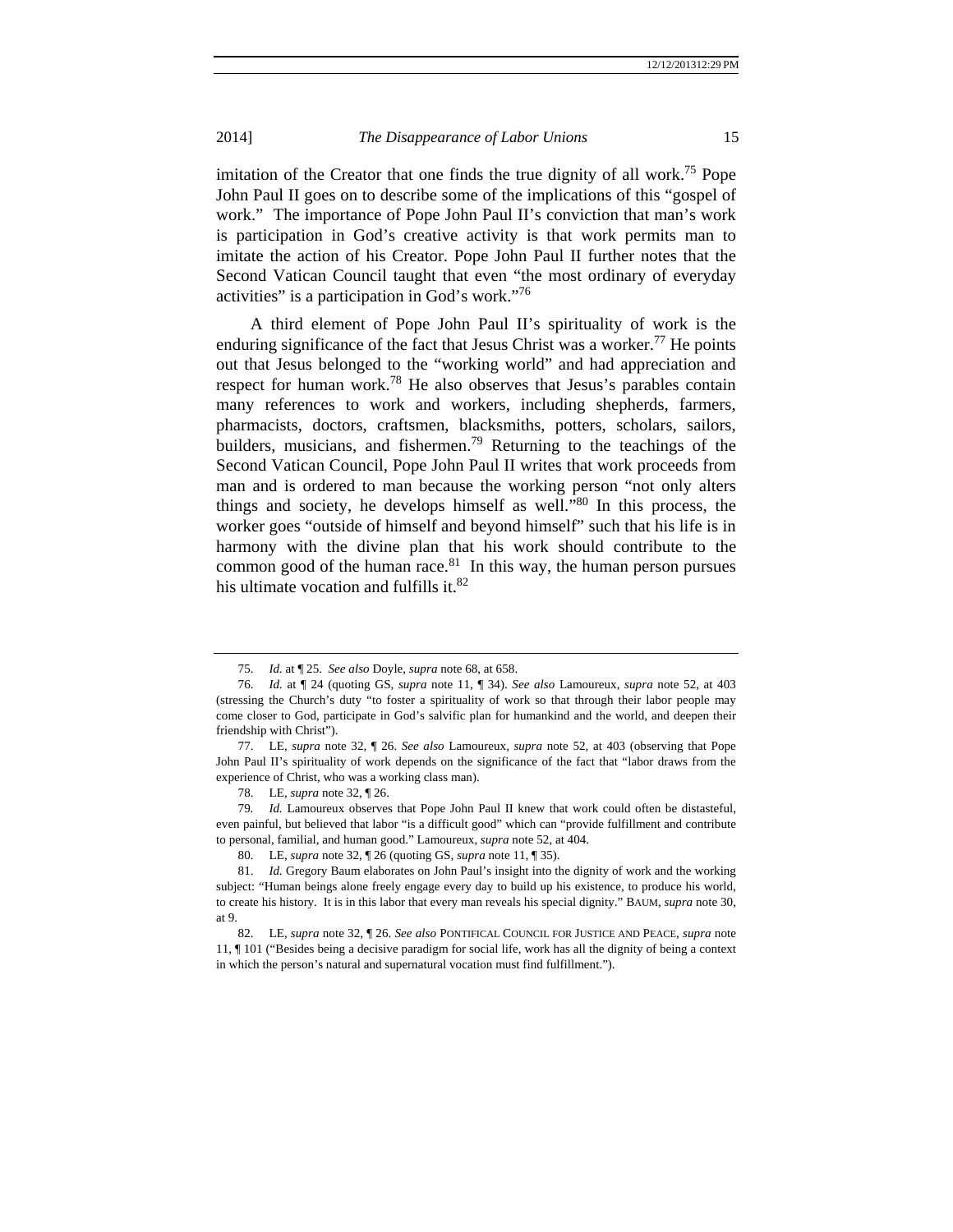imitation of the Creator that one finds the true dignity of all work.[75] Pope John Paul II goes on to describe some of the implications of this "gospel of work." The importance of Pope John Paul II's conviction that man's work is participation in God's creative activity is that work permits man to imitate the action of his Creator. Pope John Paul II further notes that the Second Vatican Council taught that even "the most ordinary of everyday activities" is a participation in God's work."[76]

A third element of Pope John Paul II's spirituality of work is the enduring significance of the fact that Jesus Christ was a worker.[77] He points out that Jesus belonged to the "working world" and had appreciation and respect for human work.[78] He also observes that Jesus's parables contain many references to work and workers, including shepherds, farmers, pharmacists, doctors, craftsmen, blacksmiths, potters, scholars, sailors, builders, musicians, and fishermen.[79] Returning to the teachings of the Second Vatican Council, Pope John Paul II writes that work proceeds from man and is ordered to man because the working person "not only alters things and society, he develops himself as well."[80] In this process, the worker goes "outside of himself and beyond himself" such that his life is in harmony with the divine plan that his work should contribute to the common good of the human race.[81] In this way, the human person pursues his ultimate vocation and fulfills it.[82]

---

75. *Id.* at ¶ 25. *See also* Doyle, *supra* note 68, at 658.

76. *Id.* at ¶ 24 (quoting GS, *supra* note 11, ¶ 34). *See also* Lamoureux, *supra* note 52, at 403 (stressing the Church's duty "to foster a spirituality of work so that through their labor people may come closer to God, participate in God's salvific plan for humankind and the world, and deepen their friendship with Christ").

77. LE, *supra* note 32, ¶ 26. *See also* Lamoureux, *supra* note 52, at 403 (observing that Pope John Paul II's spirituality of work depends on the significance of the fact that "labor draws from the experience of Christ, who was a working class man).

78. LE, *supra* note 32, ¶ 26.

79. *Id.* Lamoureux observes that Pope John Paul II knew that work could often be distasteful, even painful, but believed that labor "is a difficult good" which can "provide fulfillment and contribute to personal, familial, and human good." Lamoureux, *supra* note 52, at 404.

80. LE, *supra* note 32, ¶ 26 (quoting GS, *supra* note 11, ¶ 35).

81. *Id.* Gregory Baum elaborates on John Paul's insight into the dignity of work and the working subject: "Human beings alone freely engage every day to build up his existence, to produce his world, to create his history. It is in this labor that every man reveals his special dignity." BAUM, *supra* note 30, at 9.

82. LE, *supra* note 32, ¶ 26. *See also* PONTIFICAL COUNCIL FOR JUSTICE AND PEACE, *supra* note 11, ¶ 101 ("Besides being a decisive paradigm for social life, work has all the dignity of being a context in which the person's natural and supernatural vocation must find fulfillment.").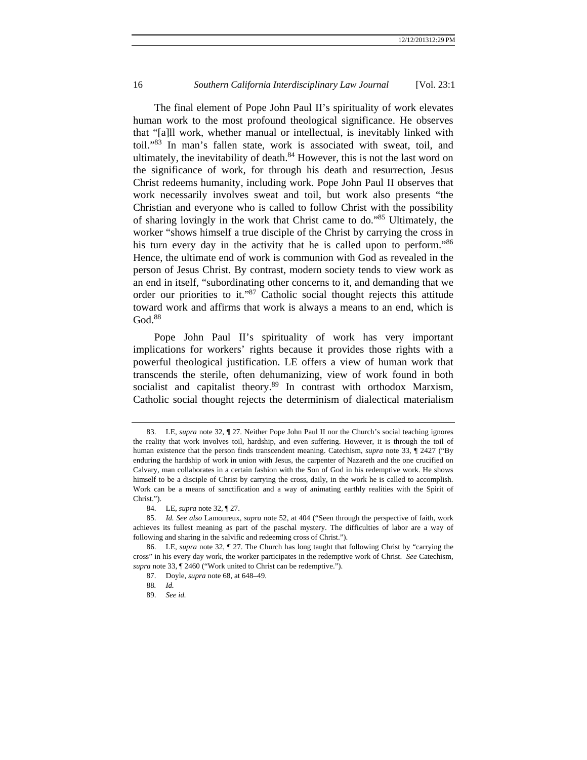The final element of Pope John Paul II's spirituality of work elevates human work to the most profound theological significance. He observes that "[a]ll work, whether manual or intellectual, is inevitably linked with toil."[83] In man's fallen state, work is associated with sweat, toil, and ultimately, the inevitability of death.[84] However, this is not the last word on the significance of work, for through his death and resurrection, Jesus Christ redeems humanity, including work. Pope John Paul II observes that work necessarily involves sweat and toil, but work also presents "the Christian and everyone who is called to follow Christ with the possibility of sharing lovingly in the work that Christ came to do."[85] Ultimately, the worker "shows himself a true disciple of the Christ by carrying the cross in his turn every day in the activity that he is called upon to perform."[86] Hence, the ultimate end of work is communion with God as revealed in the person of Jesus Christ. By contrast, modern society tends to view work as an end in itself, "subordinating other concerns to it, and demanding that we order our priorities to it."[87] Catholic social thought rejects this attitude toward work and affirms that work is always a means to an end, which is God.[88]

Pope John Paul II's spirituality of work has very important implications for workers' rights because it provides those rights with a powerful theological justification. LE offers a view of human work that transcends the sterile, often dehumanizing, view of work found in both socialist and capitalist theory.[89] In contrast with orthodox Marxism, Catholic social thought rejects the determinism of dialectical materialism

---

83. LE, *supra* note 32, ¶ 27. Neither Pope John Paul II nor the Church's social teaching ignores the reality that work involves toil, hardship, and even suffering. However, it is through the toil of human existence that the person finds transcendent meaning. Catechism, *supra* note 33, ¶ 2427 ("By enduring the hardship of work in union with Jesus, the carpenter of Nazareth and the one crucified on Calvary, man collaborates in a certain fashion with the Son of God in his redemptive work. He shows himself to be a disciple of Christ by carrying the cross, daily, in the work he is called to accomplish. Work can be a means of sanctification and a way of animating earthly realities with the Spirit of Christ.").

84. LE, *supra* note 32, ¶ 27.

85. *Id. See also* Lamoureux, *supra* note 52, at 404 ("Seen through the perspective of faith, work achieves its fullest meaning as part of the paschal mystery. The difficulties of labor are a way of following and sharing in the salvific and redeeming cross of Christ.").

86. LE, *supra* note 32, ¶ 27. The Church has long taught that following Christ by "carrying the cross" in his every day work, the worker participates in the redemptive work of Christ. *See* Catechism, *supra* note 33, ¶ 2460 ("Work united to Christ can be redemptive.").

87. Doyle, *supra* note 68, at 648–49.

88. *Id.*

89. *See id.*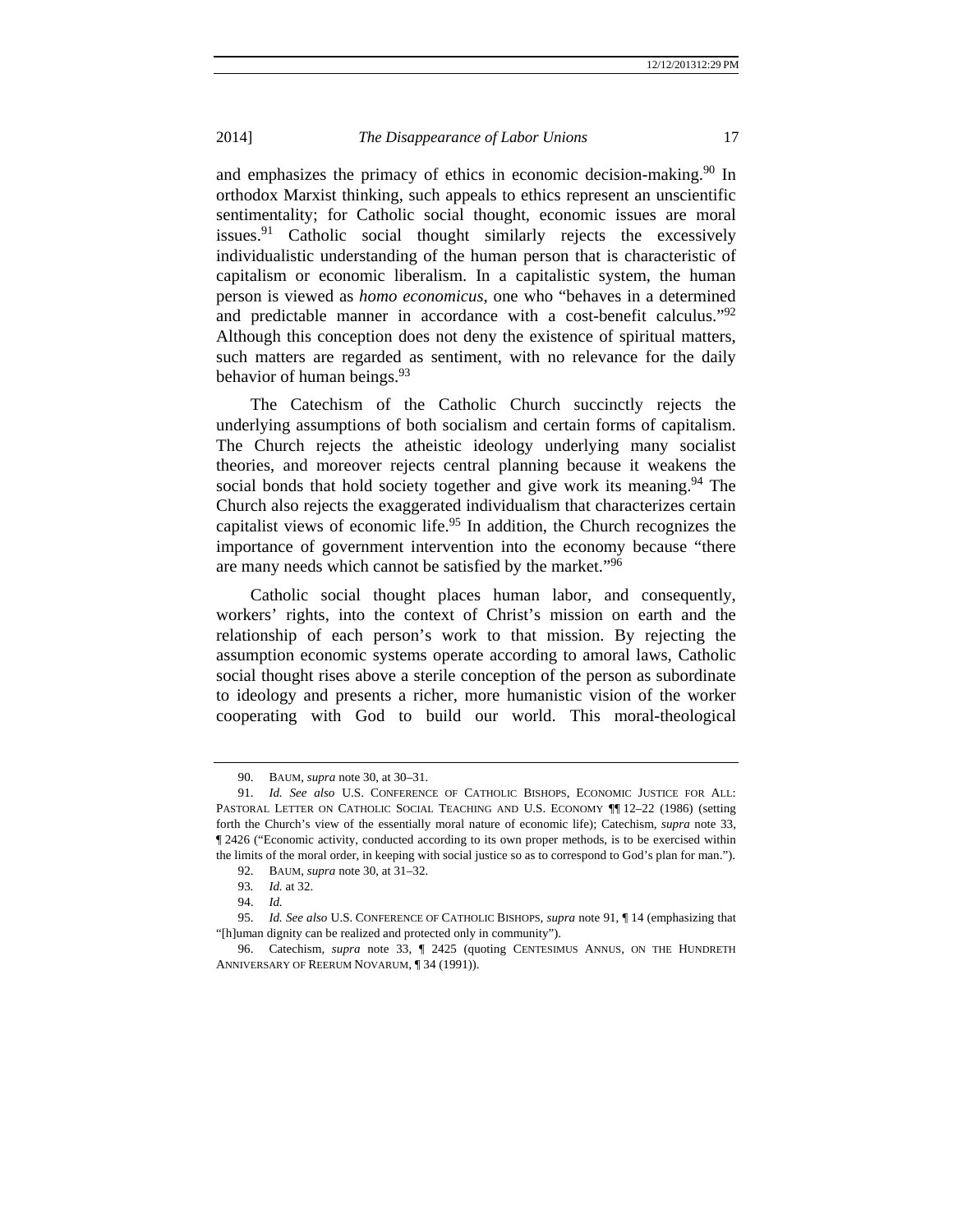and emphasizes the primacy of ethics in economic decision-making.[90] In orthodox Marxist thinking, such appeals to ethics represent an unscientific sentimentality; for Catholic social thought, economic issues are moral issues.[91] Catholic social thought similarly rejects the excessively individualistic understanding of the human person that is characteristic of capitalism or economic liberalism. In a capitalistic system, the human person is viewed as *homo economicus*, one who "behaves in a determined and predictable manner in accordance with a cost-benefit calculus."[92] Although this conception does not deny the existence of spiritual matters, such matters are regarded as sentiment, with no relevance for the daily behavior of human beings.[93]

The Catechism of the Catholic Church succinctly rejects the underlying assumptions of both socialism and certain forms of capitalism. The Church rejects the atheistic ideology underlying many socialist theories, and moreover rejects central planning because it weakens the social bonds that hold society together and give work its meaning.[94] The Church also rejects the exaggerated individualism that characterizes certain capitalist views of economic life.[95] In addition, the Church recognizes the importance of government intervention into the economy because "there are many needs which cannot be satisfied by the market."[96]

Catholic social thought places human labor, and consequently, workers' rights, into the context of Christ's mission on earth and the relationship of each person's work to that mission. By rejecting the assumption economic systems operate according to amoral laws, Catholic social thought rises above a sterile conception of the person as subordinate to ideology and presents a richer, more humanistic vision of the worker cooperating with God to build our world. This moral-theological

---

90. BAUM, *supra* note 30, at 30–31.

91. *Id. See also* U.S. CONFERENCE OF CATHOLIC BISHOPS, ECONOMIC JUSTICE FOR ALL: PASTORAL LETTER ON CATHOLIC SOCIAL TEACHING AND U.S. ECONOMY ¶¶ 12–22 (1986) (setting forth the Church's view of the essentially moral nature of economic life); Catechism, *supra* note 33, ¶ 2426 ("Economic activity, conducted according to its own proper methods, is to be exercised within the limits of the moral order, in keeping with social justice so as to correspond to God's plan for man.").

92. BAUM, *supra* note 30, at 31–32.

93. *Id.* at 32.

94. *Id.*

95. *Id. See also* U.S. CONFERENCE OF CATHOLIC BISHOPS, *supra* note 91, ¶ 14 (emphasizing that "[h]uman dignity can be realized and protected only in community").

96. Catechism, *supra* note 33, ¶ 2425 (quoting CENTESIMUS ANNUS, ON THE HUNDRETH ANNIVERSARY OF REERUM NOVARUM, ¶ 34 (1991)).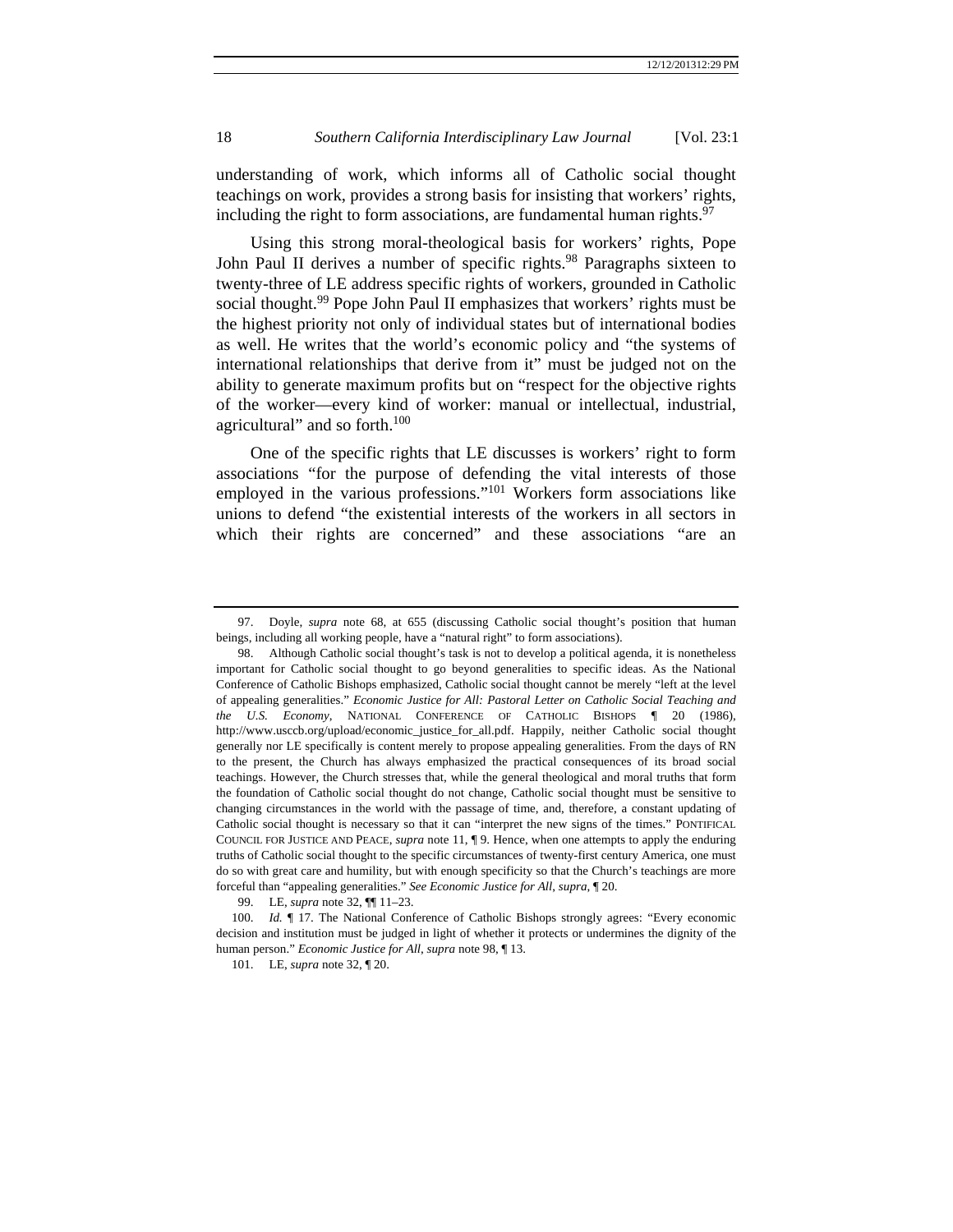understanding of work, which informs all of Catholic social thought teachings on work, provides a strong basis for insisting that workers' rights, including the right to form associations, are fundamental human rights.[97]

Using this strong moral-theological basis for workers' rights, Pope John Paul II derives a number of specific rights.[98] Paragraphs sixteen to twenty-three of LE address specific rights of workers, grounded in Catholic social thought.[99] Pope John Paul II emphasizes that workers' rights must be the highest priority not only of individual states but of international bodies as well. He writes that the world's economic policy and "the systems of international relationships that derive from it" must be judged not on the ability to generate maximum profits but on "respect for the objective rights of the worker—every kind of worker: manual or intellectual, industrial, agricultural" and so forth.[100]

One of the specific rights that LE discusses is workers' right to form associations "for the purpose of defending the vital interests of those employed in the various professions."[101] Workers form associations like unions to defend "the existential interests of the workers in all sectors in which their rights are concerned" and these associations "are an

---

97. Doyle, *supra* note 68, at 655 (discussing Catholic social thought's position that human beings, including all working people, have a "natural right" to form associations).

98. Although Catholic social thought's task is not to develop a political agenda, it is nonetheless important for Catholic social thought to go beyond generalities to specific ideas. As the National Conference of Catholic Bishops emphasized, Catholic social thought cannot be merely "left at the level of appealing generalities." *Economic Justice for All: Pastoral Letter on Catholic Social Teaching and the U.S. Economy*, NATIONAL CONFERENCE OF CATHOLIC BISHOPS ¶ 20 (1986), http://www.usccb.org/upload/economic_justice_for_all.pdf. Happily, neither Catholic social thought generally nor LE specifically is content merely to propose appealing generalities. From the days of RN to the present, the Church has always emphasized the practical consequences of its broad social teachings. However, the Church stresses that, while the general theological and moral truths that form the foundation of Catholic social thought do not change, Catholic social thought must be sensitive to changing circumstances in the world with the passage of time, and, therefore, a constant updating of Catholic social thought is necessary so that it can "interpret the new signs of the times." PONTIFICAL COUNCIL FOR JUSTICE AND PEACE, *supra* note 11, ¶ 9. Hence, when one attempts to apply the enduring truths of Catholic social thought to the specific circumstances of twenty-first century America, one must do so with great care and humility, but with enough specificity so that the Church's teachings are more forceful than "appealing generalities." *See Economic Justice for All*, *supra*, ¶ 20.

99. LE, *supra* note 32, ¶¶ 11–23.

100. *Id.* ¶ 17. The National Conference of Catholic Bishops strongly agrees: "Every economic decision and institution must be judged in light of whether it protects or undermines the dignity of the human person." *Economic Justice for All*, *supra* note 98, ¶ 13.

101. LE, *supra* note 32, ¶ 20.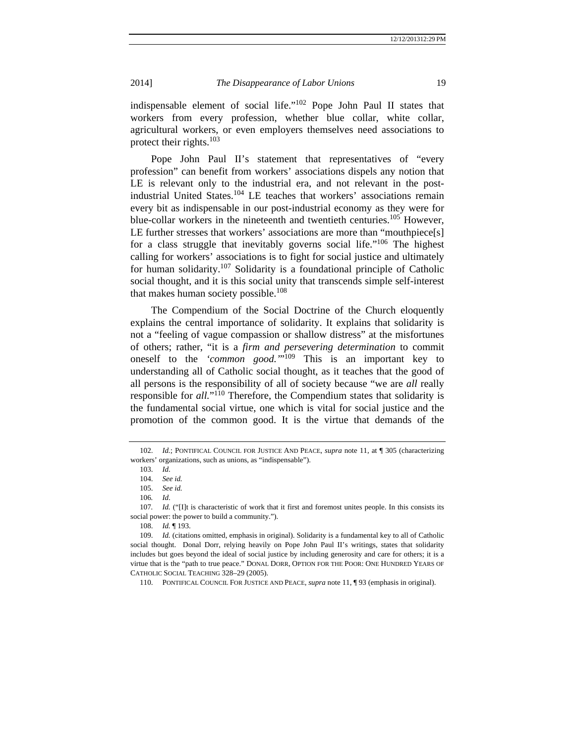indispensable element of social life."[102] Pope John Paul II states that workers from every profession, whether blue collar, white collar, agricultural workers, or even employers themselves need associations to protect their rights.[103]

Pope John Paul II's statement that representatives of "every profession" can benefit from workers' associations dispels any notion that LE is relevant only to the industrial era, and not relevant in the post-industrial United States.[104] LE teaches that workers' associations remain every bit as indispensable in our post-industrial economy as they were for blue-collar workers in the nineteenth and twentieth centuries.[105] However, LE further stresses that workers' associations are more than "mouthpiece[s] for a class struggle that inevitably governs social life."[106] The highest calling for workers' associations is to fight for social justice and ultimately for human solidarity.[107] Solidarity is a foundational principle of Catholic social thought, and it is this social unity that transcends simple self-interest that makes human society possible.[108]

The Compendium of the Social Doctrine of the Church eloquently explains the central importance of solidarity. It explains that solidarity is not a "feeling of vague compassion or shallow distress" at the misfortunes of others; rather, "it is a *firm and persevering determination* to commit oneself to the *'common good.'*"[109] This is an important key to understanding all of Catholic social thought, as it teaches that the good of all persons is the responsibility of all of society because "we are *all* really responsible for *all*."[110] Therefore, the Compendium states that solidarity is the fundamental social virtue, one which is vital for social justice and the promotion of the common good. It is the virtue that demands of the

---

102. *Id.*; PONTIFICAL COUNCIL FOR JUSTICE AND PEACE, *supra* note 11, at ¶ 305 (characterizing workers' organizations, such as unions, as "indispensable").

103. *Id.*

104. *See id.*

105. *See id.*

106. *Id.*

107. *Id.* ("[I]t is characteristic of work that it first and foremost unites people. In this consists its social power: the power to build a community.").

108. *Id.* ¶ 193.

109. *Id.* (citations omitted, emphasis in original). Solidarity is a fundamental key to all of Catholic social thought. Donal Dorr, relying heavily on Pope John Paul II's writings, states that solidarity includes but goes beyond the ideal of social justice by including generosity and care for others; it is a virtue that is the "path to true peace." DONAL DORR, OPTION FOR THE POOR: ONE HUNDRED YEARS OF CATHOLIC SOCIAL TEACHING 328–29 (2005).

110. PONTIFICAL COUNCIL FOR JUSTICE AND PEACE, *supra* note 11, ¶ 93 (emphasis in original).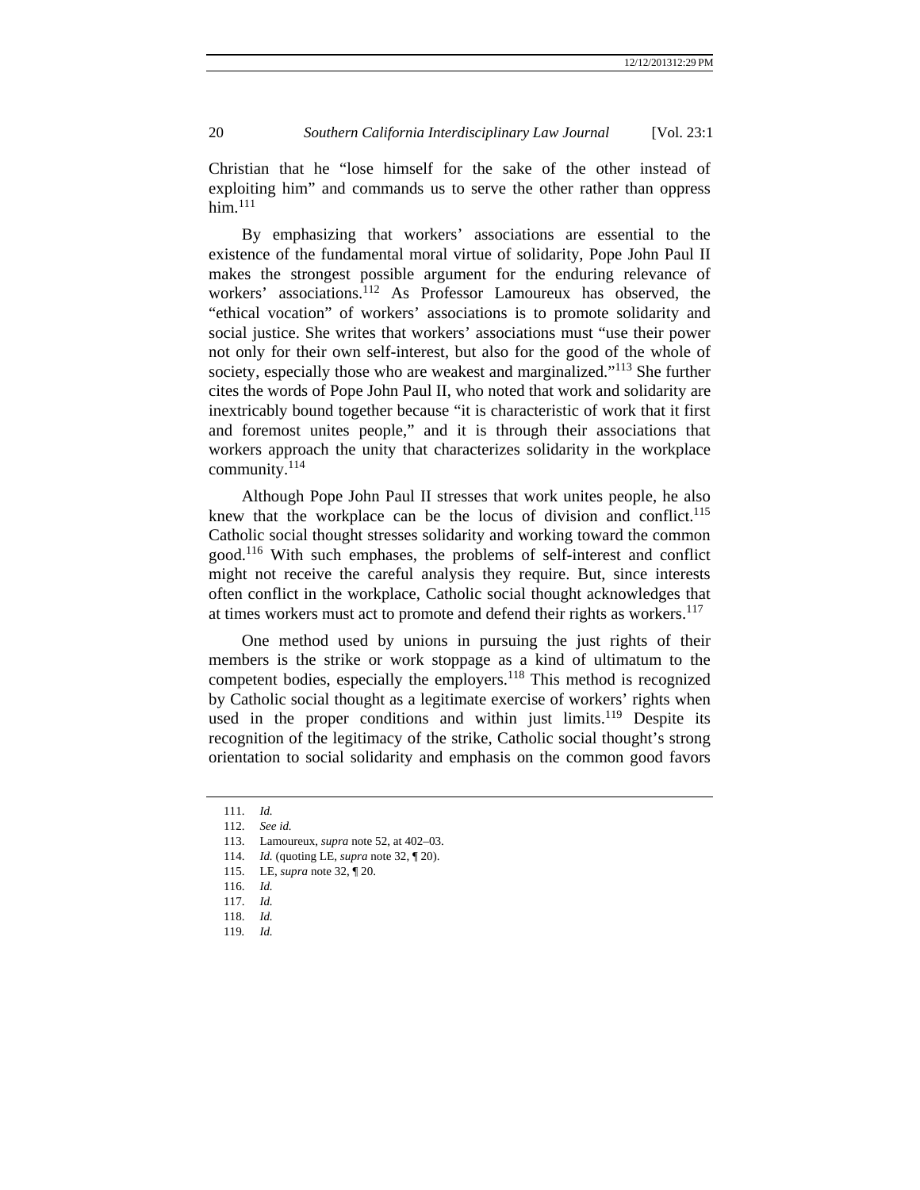Christian that he "lose himself for the sake of the other instead of exploiting him" and commands us to serve the other rather than oppress him.[111]

By emphasizing that workers' associations are essential to the existence of the fundamental moral virtue of solidarity, Pope John Paul II makes the strongest possible argument for the enduring relevance of workers' associations.[112] As Professor Lamoureux has observed, the "ethical vocation" of workers' associations is to promote solidarity and social justice. She writes that workers' associations must "use their power not only for their own self-interest, but also for the good of the whole of society, especially those who are weakest and marginalized."[113] She further cites the words of Pope John Paul II, who noted that work and solidarity are inextricably bound together because "it is characteristic of work that it first and foremost unites people," and it is through their associations that workers approach the unity that characterizes solidarity in the workplace community.[114]

Although Pope John Paul II stresses that work unites people, he also knew that the workplace can be the locus of division and conflict.[115] Catholic social thought stresses solidarity and working toward the common good.[116] With such emphases, the problems of self-interest and conflict might not receive the careful analysis they require. But, since interests often conflict in the workplace, Catholic social thought acknowledges that at times workers must act to promote and defend their rights as workers.[117]

One method used by unions in pursuing the just rights of their members is the strike or work stoppage as a kind of ultimatum to the competent bodies, especially the employers.[118] This method is recognized by Catholic social thought as a legitimate exercise of workers' rights when used in the proper conditions and within just limits.[119] Despite its recognition of the legitimacy of the strike, Catholic social thought's strong orientation to social solidarity and emphasis on the common good favors

---

111. *Id.*

112. *See id.*

113. Lamoureux, *supra* note 52, at 402–03.

114. *Id.* (quoting LE, *supra* note 32, ¶ 20).

115. LE, *supra* note 32, ¶ 20.

116. *Id.*

117. *Id.*

118. *Id.*

119. *Id.*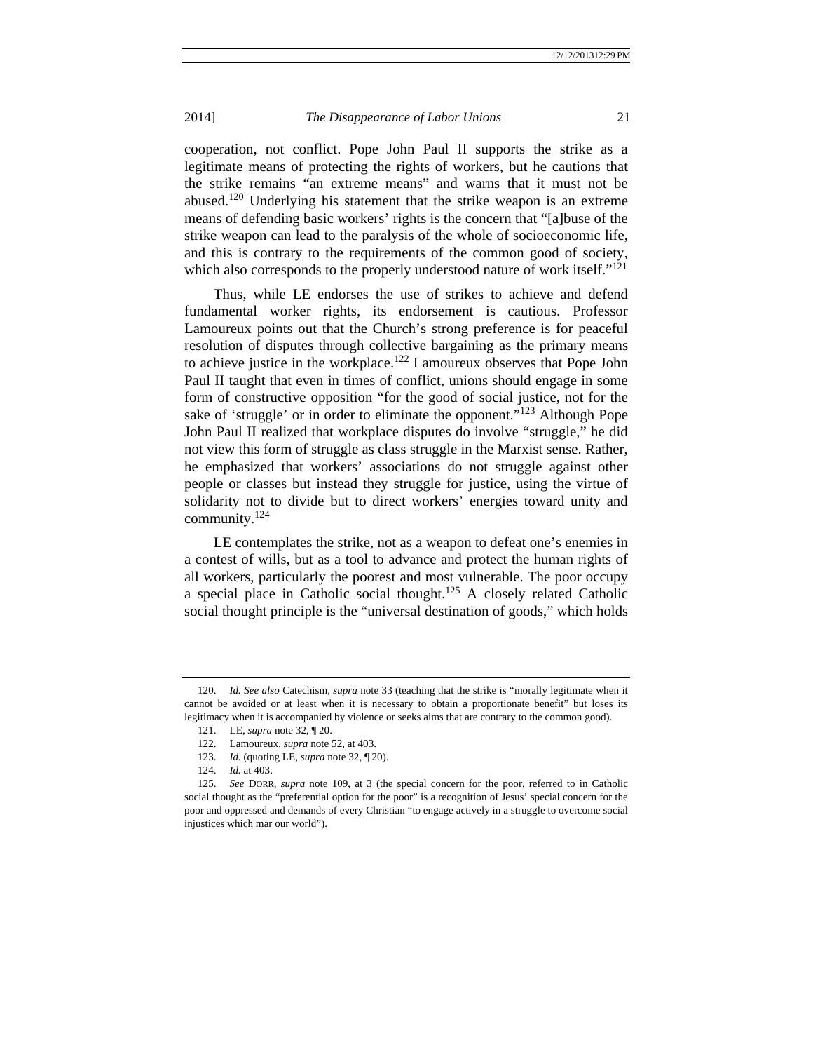cooperation, not conflict. Pope John Paul II supports the strike as a legitimate means of protecting the rights of workers, but he cautions that the strike remains "an extreme means" and warns that it must not be abused.[120] Underlying his statement that the strike weapon is an extreme means of defending basic workers' rights is the concern that "[a]buse of the strike weapon can lead to the paralysis of the whole of socioeconomic life, and this is contrary to the requirements of the common good of society, which also corresponds to the properly understood nature of work itself."[121]

Thus, while LE endorses the use of strikes to achieve and defend fundamental worker rights, its endorsement is cautious. Professor Lamoureux points out that the Church's strong preference is for peaceful resolution of disputes through collective bargaining as the primary means to achieve justice in the workplace.[122] Lamoureux observes that Pope John Paul II taught that even in times of conflict, unions should engage in some form of constructive opposition "for the good of social justice, not for the sake of 'struggle' or in order to eliminate the opponent."[123] Although Pope John Paul II realized that workplace disputes do involve "struggle," he did not view this form of struggle as class struggle in the Marxist sense. Rather, he emphasized that workers' associations do not struggle against other people or classes but instead they struggle for justice, using the virtue of solidarity not to divide but to direct workers' energies toward unity and community.[124]

LE contemplates the strike, not as a weapon to defeat one's enemies in a contest of wills, but as a tool to advance and protect the human rights of all workers, particularly the poorest and most vulnerable. The poor occupy a special place in Catholic social thought.[125] A closely related Catholic social thought principle is the "universal destination of goods," which holds

---

120. *Id. See also* Catechism, *supra* note 33 (teaching that the strike is "morally legitimate when it cannot be avoided or at least when it is necessary to obtain a proportionate benefit" but loses its legitimacy when it is accompanied by violence or seeks aims that are contrary to the common good).

121. LE, *supra* note 32, ¶ 20.

122. Lamoureux, *supra* note 52, at 403.

123. *Id.* (quoting LE, *supra* note 32, ¶ 20).

124. *Id.* at 403.

125. *See* DORR, *supra* note 109, at 3 (the special concern for the poor, referred to in Catholic social thought as the "preferential option for the poor" is a recognition of Jesus' special concern for the poor and oppressed and demands of every Christian "to engage actively in a struggle to overcome social injustices which mar our world").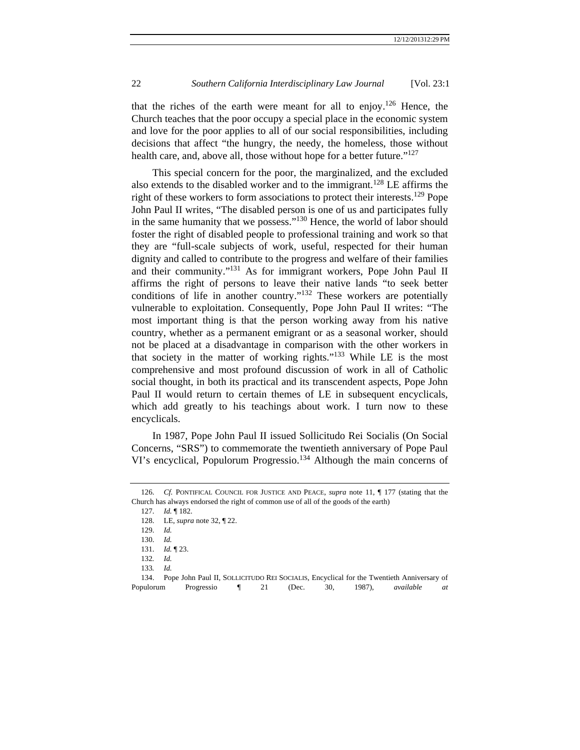that the riches of the earth were meant for all to enjoy.[126] Hence, the Church teaches that the poor occupy a special place in the economic system and love for the poor applies to all of our social responsibilities, including decisions that affect "the hungry, the needy, the homeless, those without health care, and, above all, those without hope for a better future."[127]

This special concern for the poor, the marginalized, and the excluded also extends to the disabled worker and to the immigrant.[128] LE affirms the right of these workers to form associations to protect their interests.[129] Pope John Paul II writes, "The disabled person is one of us and participates fully in the same humanity that we possess."[130] Hence, the world of labor should foster the right of disabled people to professional training and work so that they are "full-scale subjects of work, useful, respected for their human dignity and called to contribute to the progress and welfare of their families and their community."[131] As for immigrant workers, Pope John Paul II affirms the right of persons to leave their native lands "to seek better conditions of life in another country."[132] These workers are potentially vulnerable to exploitation. Consequently, Pope John Paul II writes: "The most important thing is that the person working away from his native country, whether as a permanent emigrant or as a seasonal worker, should not be placed at a disadvantage in comparison with the other workers in that society in the matter of working rights."[133] While LE is the most comprehensive and most profound discussion of work in all of Catholic social thought, in both its practical and its transcendent aspects, Pope John Paul II would return to certain themes of LE in subsequent encyclicals, which add greatly to his teachings about work. I turn now to these encyclicals.

In 1987, Pope John Paul II issued Sollicitudo Rei Socialis (On Social Concerns, "SRS") to commemorate the twentieth anniversary of Pope Paul VI's encyclical, Populorum Progressio.[134] Although the main concerns of

---

126. *Cf.* PONTIFICAL COUNCIL FOR JUSTICE AND PEACE, *supra* note 11, ¶ 177 (stating that the Church has always endorsed the right of common use of all of the goods of the earth)

127. *Id.* ¶ 182.

128. LE, *supra* note 32, ¶ 22.

129. *Id.*

130. *Id.*

131. *Id.* ¶ 23.

132. *Id.*

133. *Id.*

134. Pope John Paul II, SOLLICITUDO REI SOCIALIS, Encyclical for the Twentieth Anniversary of Populorum Progressio ¶ 21 (Dec. 30, 1987), *available at*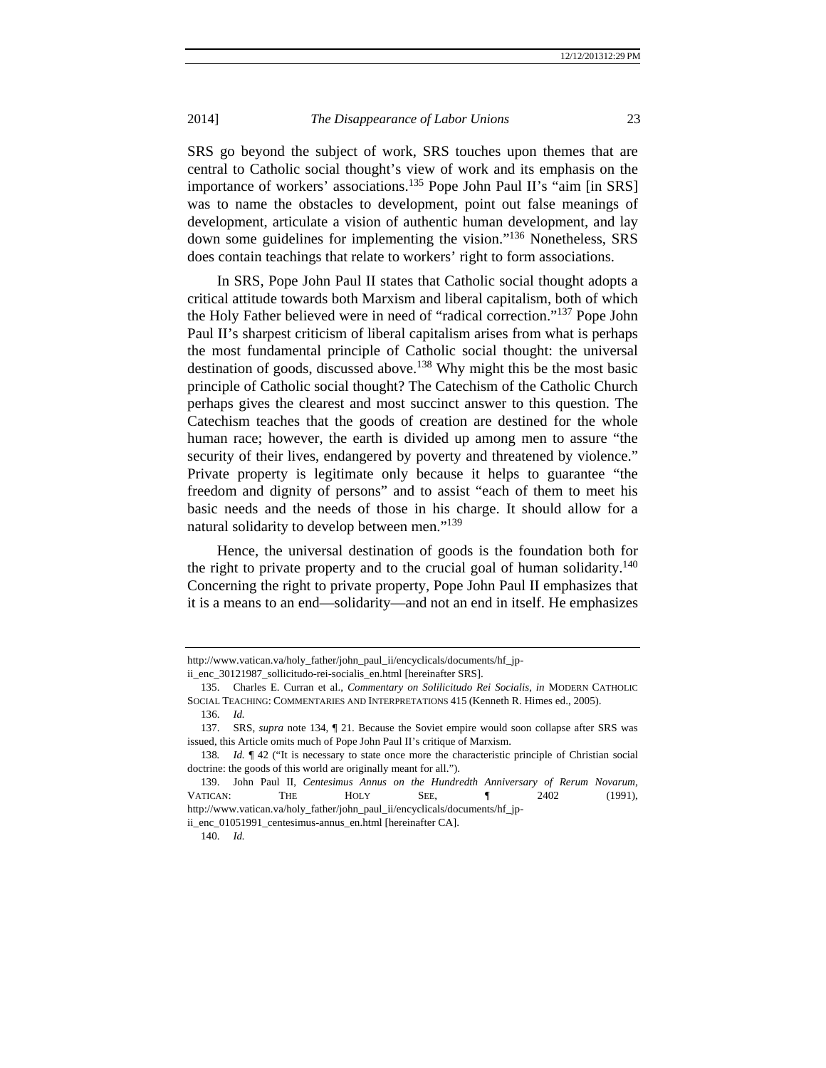SRS go beyond the subject of work, SRS touches upon themes that are central to Catholic social thought's view of work and its emphasis on the importance of workers' associations.[135] Pope John Paul II's "aim [in SRS] was to name the obstacles to development, point out false meanings of development, articulate a vision of authentic human development, and lay down some guidelines for implementing the vision."[136] Nonetheless, SRS does contain teachings that relate to workers' right to form associations.

In SRS, Pope John Paul II states that Catholic social thought adopts a critical attitude towards both Marxism and liberal capitalism, both of which the Holy Father believed were in need of "radical correction."[137] Pope John Paul II's sharpest criticism of liberal capitalism arises from what is perhaps the most fundamental principle of Catholic social thought: the universal destination of goods, discussed above.[138] Why might this be the most basic principle of Catholic social thought? The Catechism of the Catholic Church perhaps gives the clearest and most succinct answer to this question. The Catechism teaches that the goods of creation are destined for the whole human race; however, the earth is divided up among men to assure "the security of their lives, endangered by poverty and threatened by violence." Private property is legitimate only because it helps to guarantee "the freedom and dignity of persons" and to assist "each of them to meet his basic needs and the needs of those in his charge. It should allow for a natural solidarity to develop between men."[139]

Hence, the universal destination of goods is the foundation both for the right to private property and to the crucial goal of human solidarity.[140] Concerning the right to private property, Pope John Paul II emphasizes that it is a means to an end—solidarity—and not an end in itself. He emphasizes

---

http://www.vatican.va/holy_father/john_paul_ii/encyclicals/documents/hf_jp-ii_enc_30121987_sollicitudo-rei-socialis_en.html [hereinafter SRS].

135. Charles E. Curran et al., *Commentary on Solilicitudo Rei Socialis*, *in* MODERN CATHOLIC SOCIAL TEACHING: COMMENTARIES AND INTERPRETATIONS 415 (Kenneth R. Himes ed., 2005).

136. *Id.*

137. SRS, *supra* note 134, ¶ 21. Because the Soviet empire would soon collapse after SRS was issued, this Article omits much of Pope John Paul II's critique of Marxism.

138. *Id.* ¶ 42 ("It is necessary to state once more the characteristic principle of Christian social doctrine: the goods of this world are originally meant for all.").

139. John Paul II, *Centesimus Annus on the Hundredth Anniversary of Rerum Novarum*, VATICAN: THE HOLY SEE, ¶ 2402 (1991), http://www.vatican.va/holy_father/john_paul_ii/encyclicals/documents/hf_jp-ii_enc_01051991_centesimus-annus_en.html [hereinafter CA].

140. *Id.*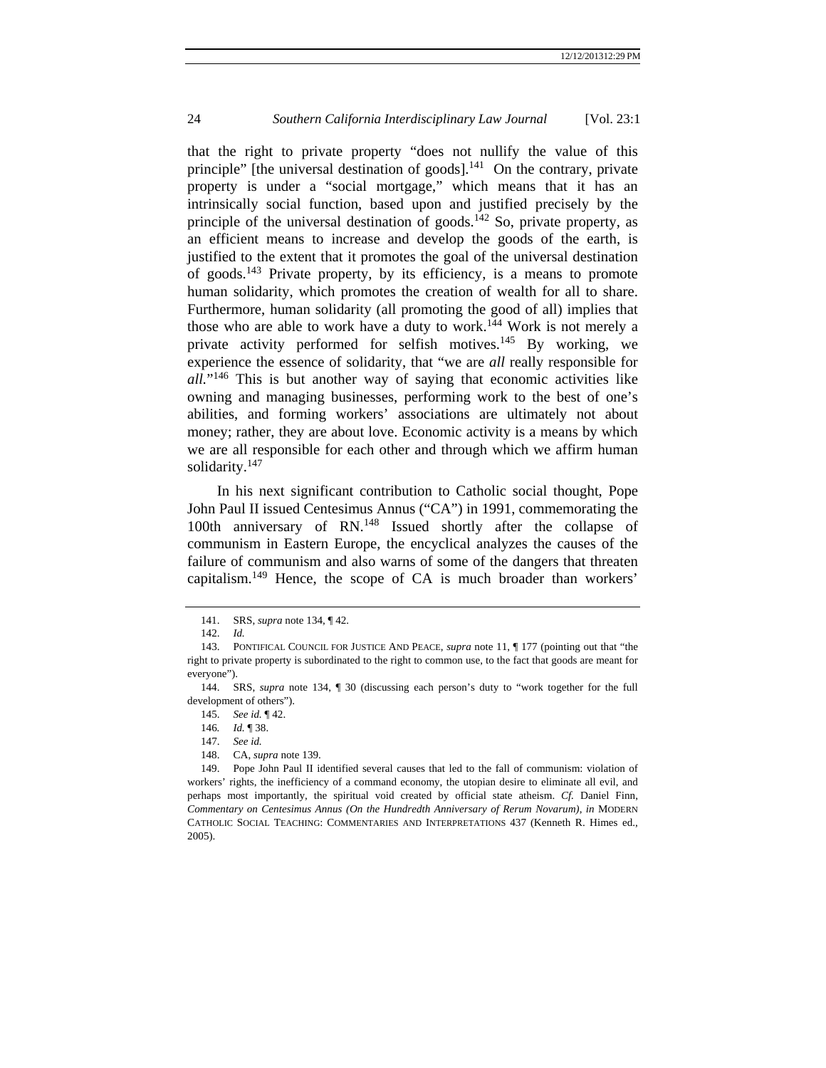that the right to private property "does not nullify the value of this principle" [the universal destination of goods].[141] On the contrary, private property is under a "social mortgage," which means that it has an intrinsically social function, based upon and justified precisely by the principle of the universal destination of goods.[142] So, private property, as an efficient means to increase and develop the goods of the earth, is justified to the extent that it promotes the goal of the universal destination of goods.[143] Private property, by its efficiency, is a means to promote human solidarity, which promotes the creation of wealth for all to share. Furthermore, human solidarity (all promoting the good of all) implies that those who are able to work have a duty to work.[144] Work is not merely a private activity performed for selfish motives.[145] By working, we experience the essence of solidarity, that "we are *all* really responsible for *all*."[146] This is but another way of saying that economic activities like owning and managing businesses, performing work to the best of one's abilities, and forming workers' associations are ultimately not about money; rather, they are about love. Economic activity is a means by which we are all responsible for each other and through which we affirm human solidarity.[147]

In his next significant contribution to Catholic social thought, Pope John Paul II issued Centesimus Annus ("CA") in 1991, commemorating the 100th anniversary of RN.[148] Issued shortly after the collapse of communism in Eastern Europe, the encyclical analyzes the causes of the failure of communism and also warns of some of the dangers that threaten capitalism.[149] Hence, the scope of CA is much broader than workers'

---

141. SRS, *supra* note 134, ¶ 42.

142. *Id.*

143. PONTIFICAL COUNCIL FOR JUSTICE AND PEACE, *supra* note 11, ¶ 177 (pointing out that "the right to private property is subordinated to the right to common use, to the fact that goods are meant for everyone").

144. SRS, *supra* note 134, ¶ 30 (discussing each person's duty to "work together for the full development of others").

145. *See id.* ¶ 42.

146. *Id.* ¶ 38.

147. *See id.*

148. CA, *supra* note 139.

149. Pope John Paul II identified several causes that led to the fall of communism: violation of workers' rights, the inefficiency of a command economy, the utopian desire to eliminate all evil, and perhaps most importantly, the spiritual void created by official state atheism. *Cf.* Daniel Finn, *Commentary on Centesimus Annus (On the Hundredth Anniversary of Rerum Novarum)*, *in* MODERN CATHOLIC SOCIAL TEACHING: COMMENTARIES AND INTERPRETATIONS 437 (Kenneth R. Himes ed., 2005).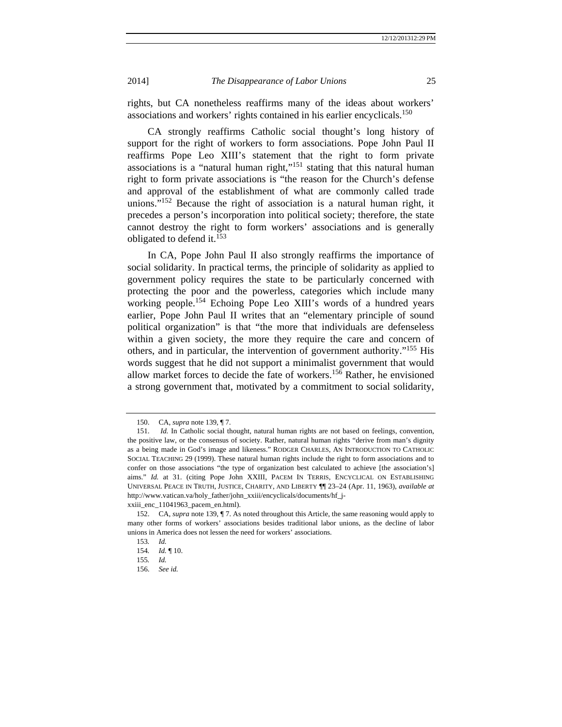rights, but CA nonetheless reaffirms many of the ideas about workers' associations and workers' rights contained in his earlier encyclicals.[150]

CA strongly reaffirms Catholic social thought's long history of support for the right of workers to form associations. Pope John Paul II reaffirms Pope Leo XIII's statement that the right to form private associations is a "natural human right,"[151] stating that this natural human right to form private associations is "the reason for the Church's defense and approval of the establishment of what are commonly called trade unions."[152] Because the right of association is a natural human right, it precedes a person's incorporation into political society; therefore, the state cannot destroy the right to form workers' associations and is generally obligated to defend it.[153]

In CA, Pope John Paul II also strongly reaffirms the importance of social solidarity. In practical terms, the principle of solidarity as applied to government policy requires the state to be particularly concerned with protecting the poor and the powerless, categories which include many working people.[154] Echoing Pope Leo XIII's words of a hundred years earlier, Pope John Paul II writes that an "elementary principle of sound political organization" is that "the more that individuals are defenseless within a given society, the more they require the care and concern of others, and in particular, the intervention of government authority."[155] His words suggest that he did not support a minimalist government that would allow market forces to decide the fate of workers.[156] Rather, he envisioned a strong government that, motivated by a commitment to social solidarity,

---

150. CA, *supra* note 139, ¶ 7.

151. *Id.* In Catholic social thought, natural human rights are not based on feelings, convention, the positive law, or the consensus of society. Rather, natural human rights "derive from man's dignity as a being made in God's image and likeness." RODGER CHARLES, AN INTRODUCTION TO CATHOLIC SOCIAL TEACHING 29 (1999). These natural human rights include the right to form associations and to confer on those associations "the type of organization best calculated to achieve [the association's] aims." *Id.* at 31. (citing Pope John XXIII, PACEM IN TERRIS, ENCYCLICAL ON ESTABLISHING UNIVERSAL PEACE IN TRUTH, JUSTICE, CHARITY, AND LIBERTY ¶¶ 23–24 (Apr. 11, 1963), *available at* http://www.vatican.va/holy_father/john_xxiii/encyclicals/documents/hf_j-xxiii_enc_11041963_pacem_en.html).

152. CA, *supra* note 139, ¶ 7. As noted throughout this Article, the same reasoning would apply to many other forms of workers' associations besides traditional labor unions, as the decline of labor unions in America does not lessen the need for workers' associations.

153. *Id.*

154. *Id.* ¶ 10.

155. *Id.*

156. *See id.*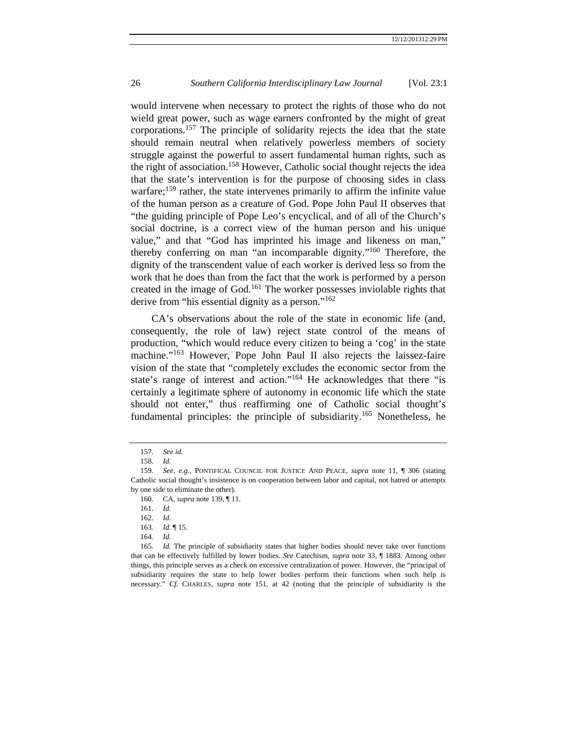would intervene when necessary to protect the rights of those who do not wield great power, such as wage earners confronted by the might of great corporations.[157] The principle of solidarity rejects the idea that the state should remain neutral when relatively powerless members of society struggle against the powerful to assert fundamental human rights, such as the right of association.[158] However, Catholic social thought rejects the idea that the state's intervention is for the purpose of choosing sides in class warfare;[159] rather, the state intervenes primarily to affirm the infinite value of the human person as a creature of God. Pope John Paul II observes that "the guiding principle of Pope Leo's encyclical, and of all of the Church's social doctrine, is a correct view of the human person and his unique value," and that "God has imprinted his image and likeness on man," thereby conferring on man "an incomparable dignity."[160] Therefore, the dignity of the transcendent value of each worker is derived less so from the work that he does than from the fact that the work is performed by a person created in the image of God.[161] The worker possesses inviolable rights that derive from "his essential dignity as a person."[162]

CA's observations about the role of the state in economic life (and, consequently, the role of law) reject state control of the means of production, "which would reduce every citizen to being a 'cog' in the state machine."[163] However, Pope John Paul II also rejects the laissez-faire vision of the state that "completely excludes the economic sector from the state's range of interest and action."[164] He acknowledges that there "is certainly a legitimate sphere of autonomy in economic life which the state should not enter," thus reaffirming one of Catholic social thought's fundamental principles: the principle of subsidiarity.[165] Nonetheless, he

---

157. *See id.*

158. *Id.*

159. *See, e.g.*, PONTIFICAL COUNCIL FOR JUSTICE AND PEACE, *supra* note 11, ¶ 306 (stating Catholic social thought's insistence is on cooperation between labor and capital, not hatred or attempts by one side to eliminate the other).

160. CA, *supra* note 139, ¶ 11.

161. *Id.*

162. *Id.*

163. *Id.* ¶ 15.

164. *Id.*

165. *Id.* The principle of subsidiarity states that higher bodies should never take over functions that can be effectively fulfilled by lower bodies. *See* Catechism, *supra* note 33, ¶ 1883. Among other things, this principle serves as a check on excessive centralization of power. However, the "principal of subsidiarity requires the state to help lower bodies perform their functions when such help is necessary." *Cf.* CHARLES, *supra* note 151, at 42 (noting that the principle of subsidiarity is the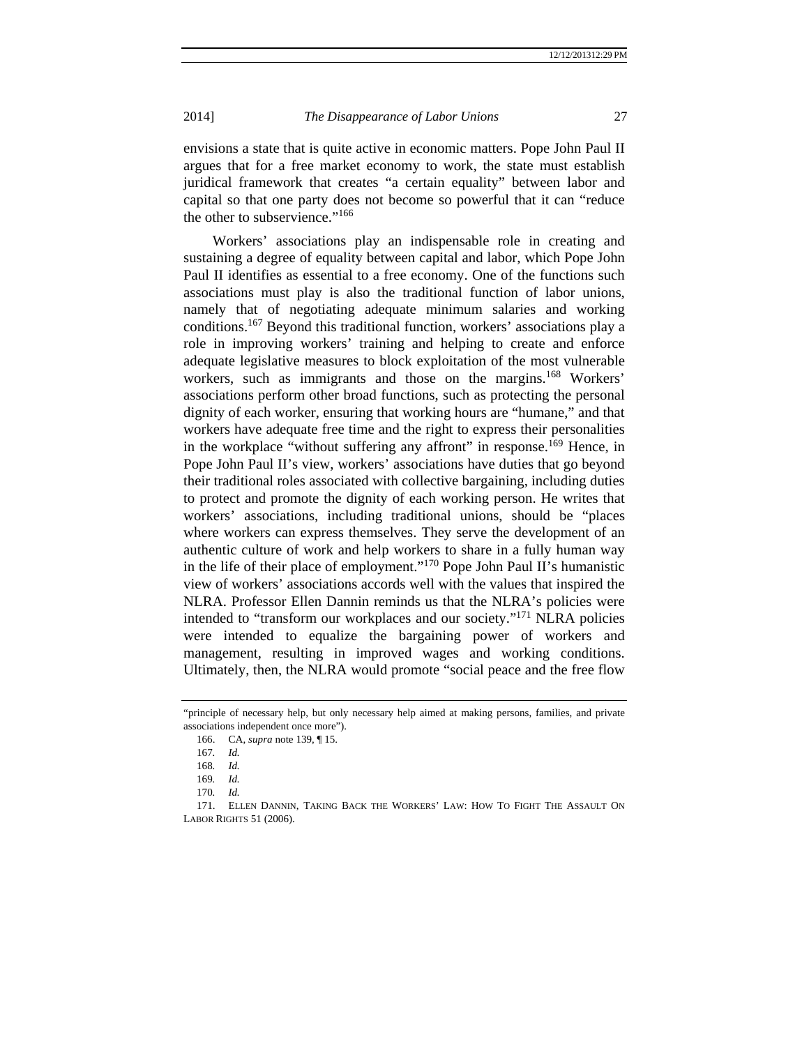envisions a state that is quite active in economic matters. Pope John Paul II argues that for a free market economy to work, the state must establish juridical framework that creates "a certain equality" between labor and capital so that one party does not become so powerful that it can "reduce the other to subservience."[166]

Workers' associations play an indispensable role in creating and sustaining a degree of equality between capital and labor, which Pope John Paul II identifies as essential to a free economy. One of the functions such associations must play is also the traditional function of labor unions, namely that of negotiating adequate minimum salaries and working conditions.[167] Beyond this traditional function, workers' associations play a role in improving workers' training and helping to create and enforce adequate legislative measures to block exploitation of the most vulnerable workers, such as immigrants and those on the margins.[168] Workers' associations perform other broad functions, such as protecting the personal dignity of each worker, ensuring that working hours are "humane," and that workers have adequate free time and the right to express their personalities in the workplace "without suffering any affront" in response.[169] Hence, in Pope John Paul II's view, workers' associations have duties that go beyond their traditional roles associated with collective bargaining, including duties to protect and promote the dignity of each working person. He writes that workers' associations, including traditional unions, should be "places where workers can express themselves. They serve the development of an authentic culture of work and help workers to share in a fully human way in the life of their place of employment."[170] Pope John Paul II's humanistic view of workers' associations accords well with the values that inspired the NLRA. Professor Ellen Dannin reminds us that the NLRA's policies were intended to "transform our workplaces and our society."[171] NLRA policies were intended to equalize the bargaining power of workers and management, resulting in improved wages and working conditions. Ultimately, then, the NLRA would promote "social peace and the free flow

---

"principle of necessary help, but only necessary help aimed at making persons, families, and private associations independent once more").

166. CA, *supra* note 139, ¶ 15.

167. *Id.*

168. *Id.*

169. *Id.*

170. *Id.*

171. ELLEN DANNIN, TAKING BACK THE WORKERS' LAW: HOW TO FIGHT THE ASSAULT ON LABOR RIGHTS 51 (2006).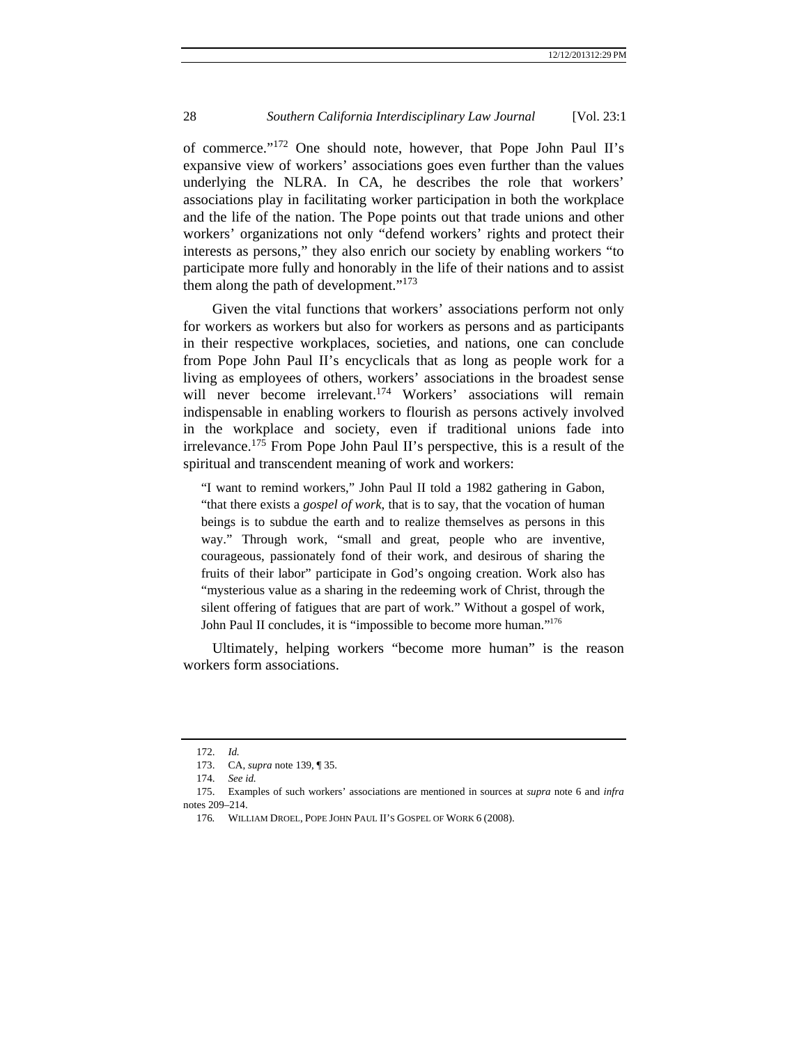of commerce."[172] One should note, however, that Pope John Paul II's expansive view of workers' associations goes even further than the values underlying the NLRA. In CA, he describes the role that workers' associations play in facilitating worker participation in both the workplace and the life of the nation. The Pope points out that trade unions and other workers' organizations not only "defend workers' rights and protect their interests as persons," they also enrich our society by enabling workers "to participate more fully and honorably in the life of their nations and to assist them along the path of development."[173]

Given the vital functions that workers' associations perform not only for workers as workers but also for workers as persons and as participants in their respective workplaces, societies, and nations, one can conclude from Pope John Paul II's encyclicals that as long as people work for a living as employees of others, workers' associations in the broadest sense will never become irrelevant.[174] Workers' associations will remain indispensable in enabling workers to flourish as persons actively involved in the workplace and society, even if traditional unions fade into irrelevance.[175] From Pope John Paul II's perspective, this is a result of the spiritual and transcendent meaning of work and workers:

> "I want to remind workers," John Paul II told a 1982 gathering in Gabon, "that there exists a *gospel of work*, that is to say, that the vocation of human beings is to subdue the earth and to realize themselves as persons in this way." Through work, "small and great, people who are inventive, courageous, passionately fond of their work, and desirous of sharing the fruits of their labor" participate in God's ongoing creation. Work also has "mysterious value as a sharing in the redeeming work of Christ, through the silent offering of fatigues that are part of work." Without a gospel of work, John Paul II concludes, it is "impossible to become more human."[176]

Ultimately, helping workers "become more human" is the reason workers form associations.

---

172. *Id.*

173. CA, *supra* note 139, ¶ 35.

174. *See id.*

175. Examples of such workers' associations are mentioned in sources at *supra* note 6 and *infra* notes 209–214.

176. WILLIAM DROEL, POPE JOHN PAUL II'S GOSPEL OF WORK 6 (2008).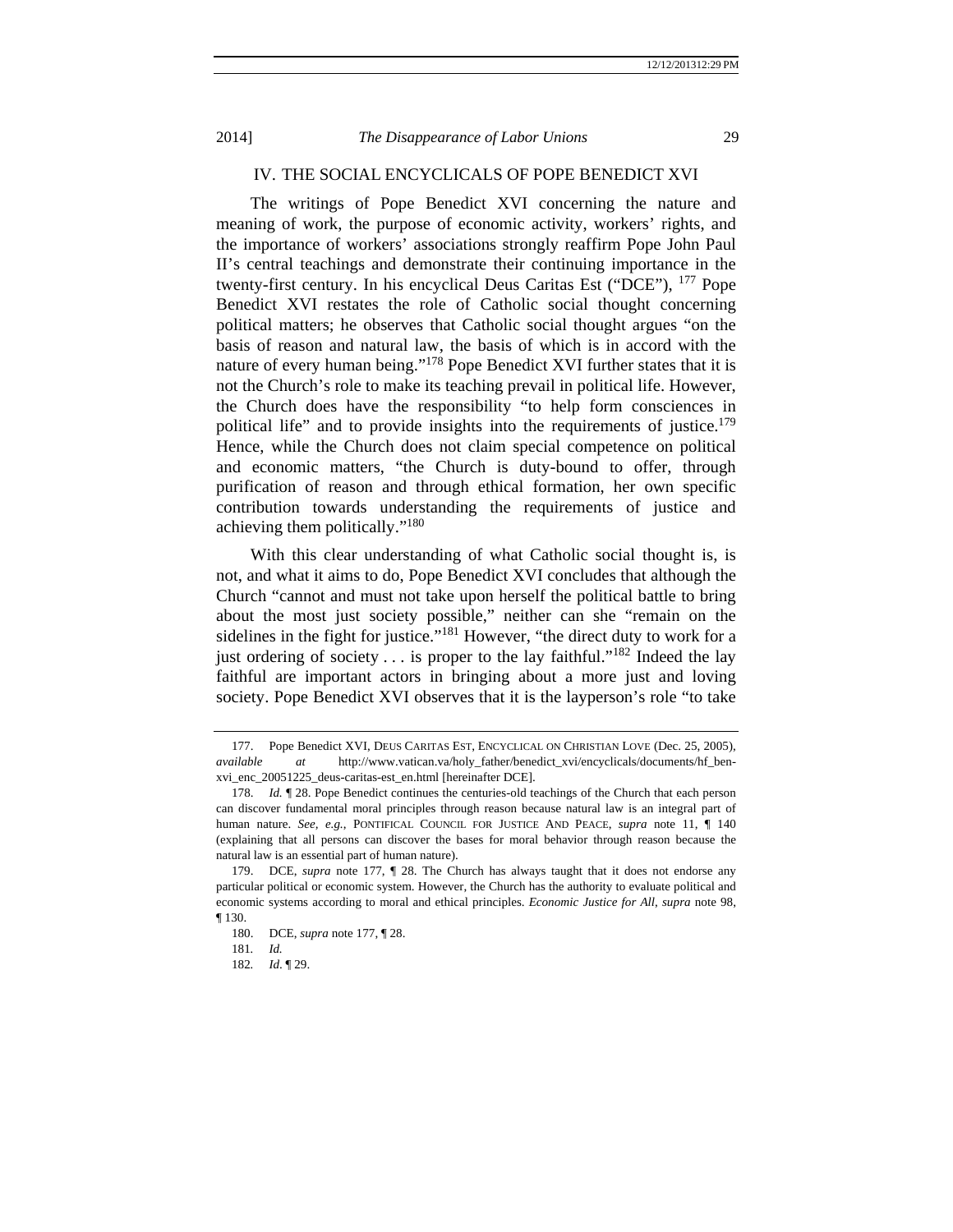## IV. THE SOCIAL ENCYCLICALS OF POPE BENEDICT XVI

The writings of Pope Benedict XVI concerning the nature and meaning of work, the purpose of economic activity, workers' rights, and the importance of workers' associations strongly reaffirm Pope John Paul II's central teachings and demonstrate their continuing importance in the twenty-first century. In his encyclical Deus Caritas Est ("DCE"), [177] Pope Benedict XVI restates the role of Catholic social thought concerning political matters; he observes that Catholic social thought argues "on the basis of reason and natural law, the basis of which is in accord with the nature of every human being."[178] Pope Benedict XVI further states that it is not the Church's role to make its teaching prevail in political life. However, the Church does have the responsibility "to help form consciences in political life" and to provide insights into the requirements of justice.[179] Hence, while the Church does not claim special competence on political and economic matters, "the Church is duty-bound to offer, through purification of reason and through ethical formation, her own specific contribution towards understanding the requirements of justice and achieving them politically."[180]

With this clear understanding of what Catholic social thought is, is not, and what it aims to do, Pope Benedict XVI concludes that although the Church "cannot and must not take upon herself the political battle to bring about the most just society possible," neither can she "remain on the sidelines in the fight for justice."[181] However, "the direct duty to work for a just ordering of society . . . is proper to the lay faithful."[182] Indeed the lay faithful are important actors in bringing about a more just and loving society. Pope Benedict XVI observes that it is the layperson's role "to take

---

177. Pope Benedict XVI, DEUS CARITAS EST, ENCYCLICAL ON CHRISTIAN LOVE (Dec. 25, 2005), *available at* http://www.vatican.va/holy_father/benedict_xvi/encyclicals/documents/hf_ben-xvi_enc_20051225_deus-caritas-est_en.html [hereinafter DCE].

178. *Id.* ¶ 28. Pope Benedict continues the centuries-old teachings of the Church that each person can discover fundamental moral principles through reason because natural law is an integral part of human nature. *See, e.g.*, PONTIFICAL COUNCIL FOR JUSTICE AND PEACE, *supra* note 11, ¶ 140 (explaining that all persons can discover the bases for moral behavior through reason because the natural law is an essential part of human nature).

179. DCE, *supra* note 177, ¶ 28. The Church has always taught that it does not endorse any particular political or economic system. However, the Church has the authority to evaluate political and economic systems according to moral and ethical principles. *Economic Justice for All*, *supra* note 98, ¶ 130.

180. DCE, *supra* note 177, ¶ 28.

181. *Id.*

182. *Id.* ¶ 29.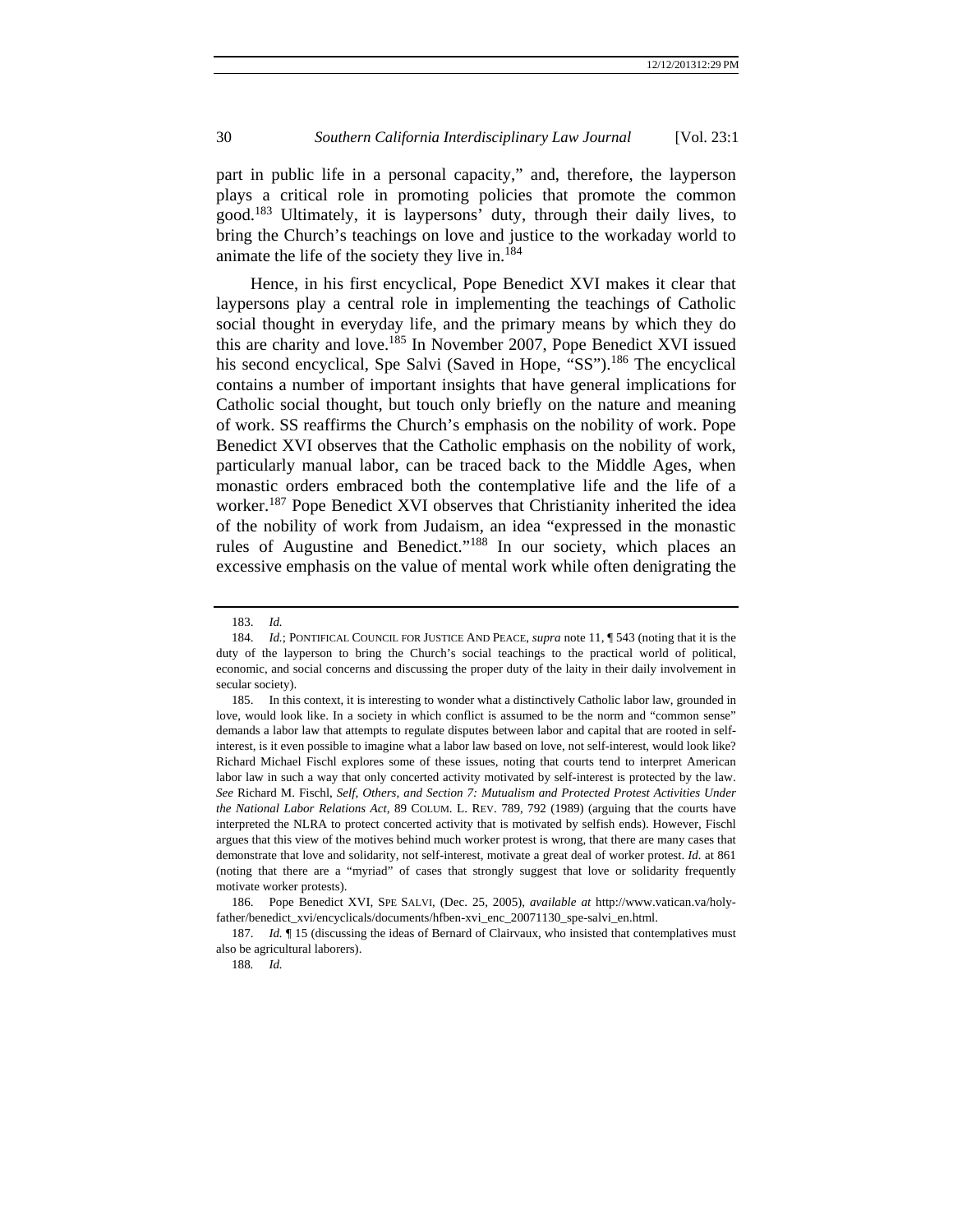part in public life in a personal capacity," and, therefore, the layperson plays a critical role in promoting policies that promote the common good.[183] Ultimately, it is laypersons' duty, through their daily lives, to bring the Church's teachings on love and justice to the workaday world to animate the life of the society they live in.[184]

Hence, in his first encyclical, Pope Benedict XVI makes it clear that laypersons play a central role in implementing the teachings of Catholic social thought in everyday life, and the primary means by which they do this are charity and love.[185] In November 2007, Pope Benedict XVI issued his second encyclical, Spe Salvi (Saved in Hope, "SS").[186] The encyclical contains a number of important insights that have general implications for Catholic social thought, but touch only briefly on the nature and meaning of work. SS reaffirms the Church's emphasis on the nobility of work. Pope Benedict XVI observes that the Catholic emphasis on the nobility of work, particularly manual labor, can be traced back to the Middle Ages, when monastic orders embraced both the contemplative life and the life of a worker.[187] Pope Benedict XVI observes that Christianity inherited the idea of the nobility of work from Judaism, an idea "expressed in the monastic rules of Augustine and Benedict."[188] In our society, which places an excessive emphasis on the value of mental work while often denigrating the

---

183. *Id.*

184. *Id.*; PONTIFICAL COUNCIL FOR JUSTICE AND PEACE, *supra* note 11, ¶ 543 (noting that it is the duty of the layperson to bring the Church's social teachings to the practical world of political, economic, and social concerns and discussing the proper duty of the laity in their daily involvement in secular society).

185. In this context, it is interesting to wonder what a distinctively Catholic labor law, grounded in love, would look like. In a society in which conflict is assumed to be the norm and "common sense" demands a labor law that attempts to regulate disputes between labor and capital that are rooted in self-interest, is it even possible to imagine what a labor law based on love, not self-interest, would look like? Richard Michael Fischl explores some of these issues, noting that courts tend to interpret American labor law in such a way that only concerted activity motivated by self-interest is protected by the law. *See* Richard M. Fischl, *Self, Others, and Section 7: Mutualism and Protected Protest Activities Under the National Labor Relations Act*, 89 COLUM. L. REV. 789, 792 (1989) (arguing that the courts have interpreted the NLRA to protect concerted activity that is motivated by selfish ends). However, Fischl argues that this view of the motives behind much worker protest is wrong, that there are many cases that demonstrate that love and solidarity, not self-interest, motivate a great deal of worker protest. *Id.* at 861 (noting that there are a "myriad" of cases that strongly suggest that love or solidarity frequently motivate worker protests).

186. Pope Benedict XVI, SPE SALVI, (Dec. 25, 2005), *available at* http://www.vatican.va/holy-father/benedict_xvi/encyclicals/documents/hfben-xvi_enc_20071130_spe-salvi_en.html.

187. *Id.* ¶ 15 (discussing the ideas of Bernard of Clairvaux, who insisted that contemplatives must also be agricultural laborers).

188. *Id.*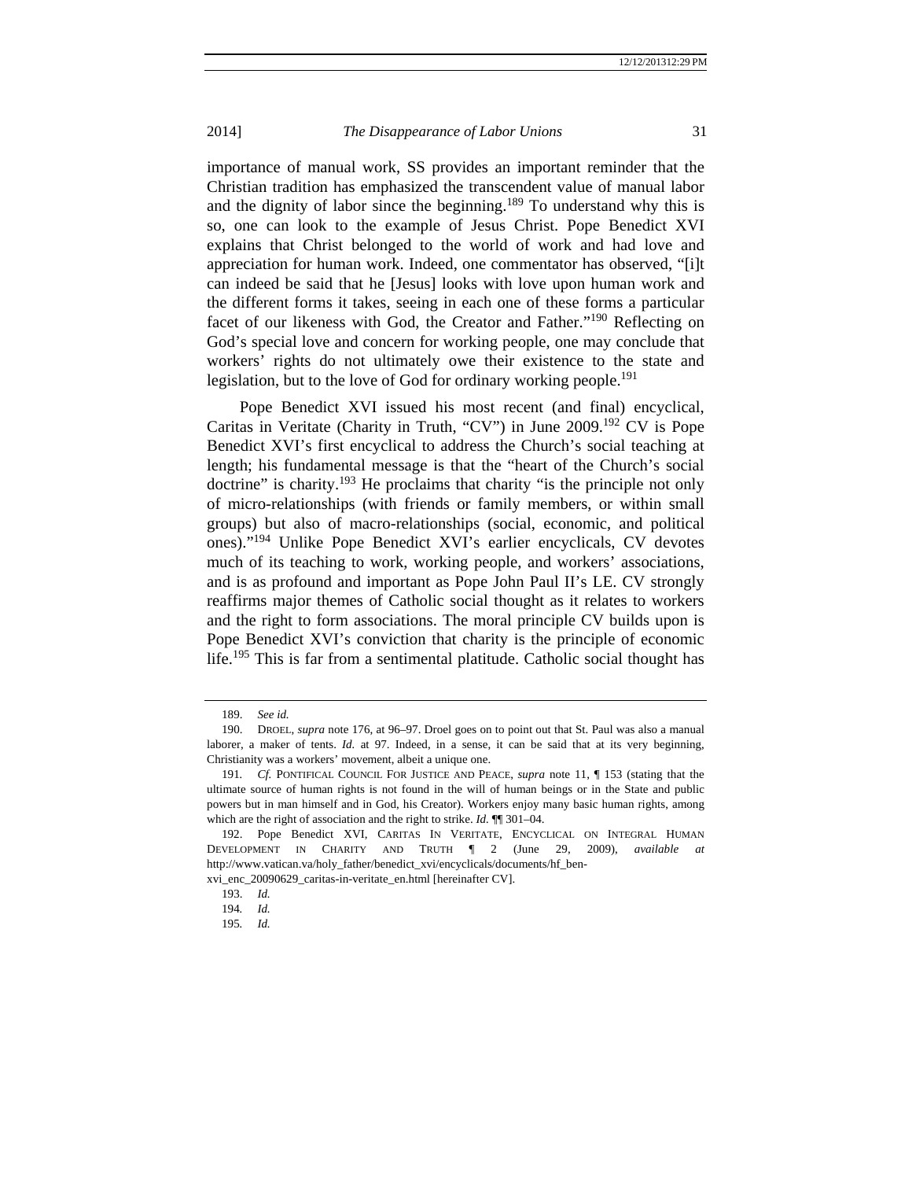importance of manual work, SS provides an important reminder that the Christian tradition has emphasized the transcendent value of manual labor and the dignity of labor since the beginning.[189] To understand why this is so, one can look to the example of Jesus Christ. Pope Benedict XVI explains that Christ belonged to the world of work and had love and appreciation for human work. Indeed, one commentator has observed, "[i]t can indeed be said that he [Jesus] looks with love upon human work and the different forms it takes, seeing in each one of these forms a particular facet of our likeness with God, the Creator and Father."[190] Reflecting on God's special love and concern for working people, one may conclude that workers' rights do not ultimately owe their existence to the state and legislation, but to the love of God for ordinary working people.[191]

Pope Benedict XVI issued his most recent (and final) encyclical, Caritas in Veritate (Charity in Truth, "CV") in June 2009.[192] CV is Pope Benedict XVI's first encyclical to address the Church's social teaching at length; his fundamental message is that the "heart of the Church's social doctrine" is charity.[193] He proclaims that charity "is the principle not only of micro-relationships (with friends or family members, or within small groups) but also of macro-relationships (social, economic, and political ones)."[194] Unlike Pope Benedict XVI's earlier encyclicals, CV devotes much of its teaching to work, working people, and workers' associations, and is as profound and important as Pope John Paul II's LE. CV strongly reaffirms major themes of Catholic social thought as it relates to workers and the right to form associations. The moral principle CV builds upon is Pope Benedict XVI's conviction that charity is the principle of economic life.[195] This is far from a sentimental platitude. Catholic social thought has

---

189. *See id.*

190. DROEL, *supra* note 176, at 96–97. Droel goes on to point out that St. Paul was also a manual laborer, a maker of tents. *Id.* at 97. Indeed, in a sense, it can be said that at its very beginning, Christianity was a workers' movement, albeit a unique one.

191. *Cf.* PONTIFICAL COUNCIL FOR JUSTICE AND PEACE, *supra* note 11, ¶ 153 (stating that the ultimate source of human rights is not found in the will of human beings or in the State and public powers but in man himself and in God, his Creator). Workers enjoy many basic human rights, among which are the right of association and the right to strike. *Id.* ¶¶ 301–04.

192. Pope Benedict XVI, CARITAS IN VERITATE, ENCYCLICAL ON INTEGRAL HUMAN DEVELOPMENT IN CHARITY AND TRUTH ¶ 2 (June 29, 2009), *available at* http://www.vatican.va/holy_father/benedict_xvi/encyclicals/documents/hf_ben-xvi_enc_20090629_caritas-in-veritate_en.html [hereinafter CV].

193. *Id.*

194. *Id.*

195. *Id.*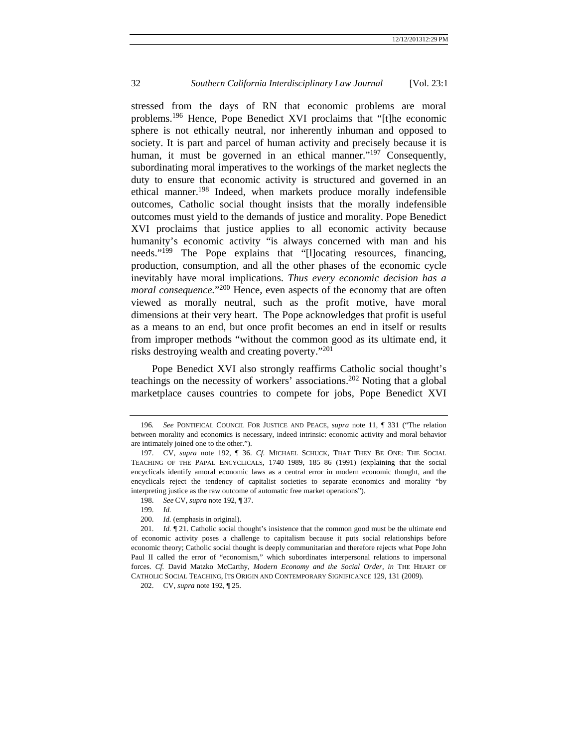stressed from the days of RN that economic problems are moral problems.[196] Hence, Pope Benedict XVI proclaims that "[t]he economic sphere is not ethically neutral, nor inherently inhuman and opposed to society. It is part and parcel of human activity and precisely because it is human, it must be governed in an ethical manner."[197] Consequently, subordinating moral imperatives to the workings of the market neglects the duty to ensure that economic activity is structured and governed in an ethical manner.[198] Indeed, when markets produce morally indefensible outcomes, Catholic social thought insists that the morally indefensible outcomes must yield to the demands of justice and morality. Pope Benedict XVI proclaims that justice applies to all economic activity because humanity's economic activity "is always concerned with man and his needs."[199] The Pope explains that "[l]ocating resources, financing, production, consumption, and all the other phases of the economic cycle inevitably have moral implications. *Thus every economic decision has a moral consequence.*"[200] Hence, even aspects of the economy that are often viewed as morally neutral, such as the profit motive, have moral dimensions at their very heart. The Pope acknowledges that profit is useful as a means to an end, but once profit becomes an end in itself or results from improper methods "without the common good as its ultimate end, it risks destroying wealth and creating poverty."[201]

Pope Benedict XVI also strongly reaffirms Catholic social thought's teachings on the necessity of workers' associations.[202] Noting that a global marketplace causes countries to compete for jobs, Pope Benedict XVI

---

196. *See* PONTIFICAL COUNCIL FOR JUSTICE AND PEACE, *supra* note 11, ¶ 331 ("The relation between morality and economics is necessary, indeed intrinsic: economic activity and moral behavior are intimately joined one to the other.").

197. CV, *supra* note 192, ¶ 36. *Cf.* MICHAEL SCHUCK, THAT THEY BE ONE: THE SOCIAL TEACHING OF THE PAPAL ENCYCLICALS, 1740–1989, 185–86 (1991) (explaining that the social encyclicals identify amoral economic laws as a central error in modern economic thought, and the encyclicals reject the tendency of capitalist societies to separate economics and morality "by interpreting justice as the raw outcome of automatic free market operations").

198. *See* CV, *supra* note 192, ¶ 37.

199. *Id.*

200. *Id.* (emphasis in original).

201. *Id.* ¶ 21. Catholic social thought's insistence that the common good must be the ultimate end of economic activity poses a challenge to capitalism because it puts social relationships before economic theory; Catholic social thought is deeply communitarian and therefore rejects what Pope John Paul II called the error of "economism," which subordinates interpersonal relations to impersonal forces. *Cf.* David Matzko McCarthy, *Modern Economy and the Social Order*, *in* THE HEART OF CATHOLIC SOCIAL TEACHING, ITS ORIGIN AND CONTEMPORARY SIGNIFICANCE 129, 131 (2009).

202. CV, *supra* note 192, ¶ 25.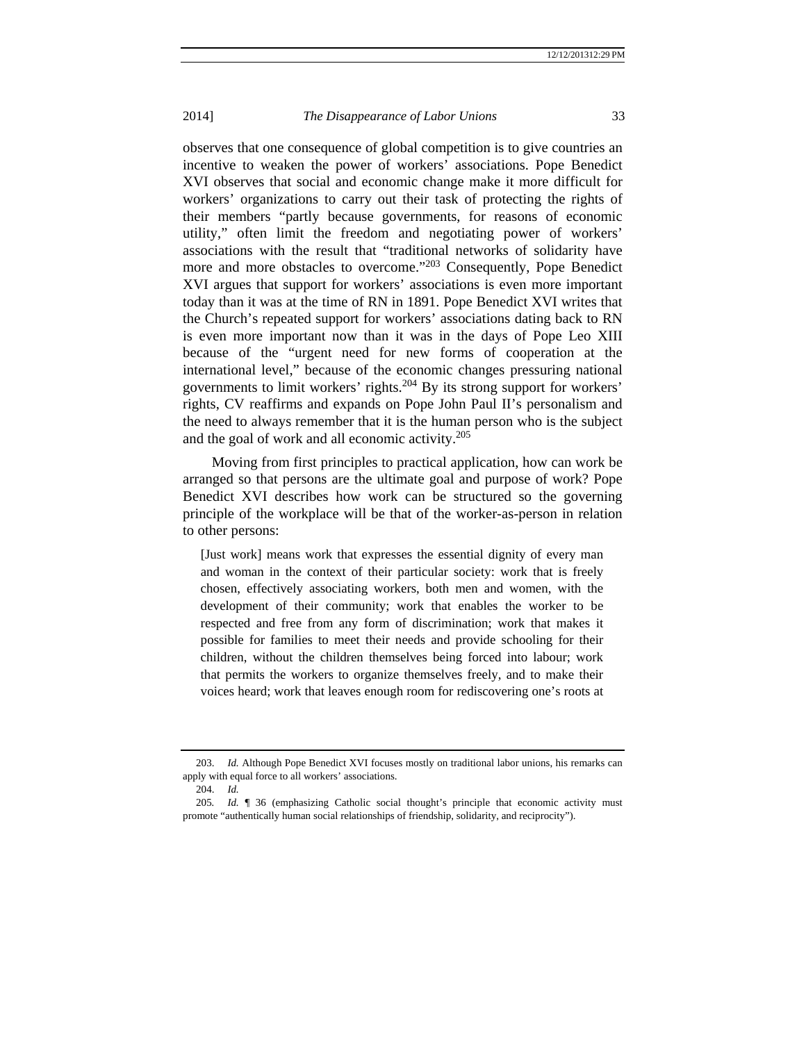observes that one consequence of global competition is to give countries an incentive to weaken the power of workers' associations. Pope Benedict XVI observes that social and economic change make it more difficult for workers' organizations to carry out their task of protecting the rights of their members "partly because governments, for reasons of economic utility," often limit the freedom and negotiating power of workers' associations with the result that "traditional networks of solidarity have more and more obstacles to overcome."[203] Consequently, Pope Benedict XVI argues that support for workers' associations is even more important today than it was at the time of RN in 1891. Pope Benedict XVI writes that the Church's repeated support for workers' associations dating back to RN is even more important now than it was in the days of Pope Leo XIII because of the "urgent need for new forms of cooperation at the international level," because of the economic changes pressuring national governments to limit workers' rights.[204] By its strong support for workers' rights, CV reaffirms and expands on Pope John Paul II's personalism and the need to always remember that it is the human person who is the subject and the goal of work and all economic activity.[205]

Moving from first principles to practical application, how can work be arranged so that persons are the ultimate goal and purpose of work? Pope Benedict XVI describes how work can be structured so the governing principle of the workplace will be that of the worker-as-person in relation to other persons:

> [Just work] means work that expresses the essential dignity of every man and woman in the context of their particular society: work that is freely chosen, effectively associating workers, both men and women, with the development of their community; work that enables the worker to be respected and free from any form of discrimination; work that makes it possible for families to meet their needs and provide schooling for their children, without the children themselves being forced into labour; work that permits the workers to organize themselves freely, and to make their voices heard; work that leaves enough room for rediscovering one's roots at

---

203. *Id.* Although Pope Benedict XVI focuses mostly on traditional labor unions, his remarks can apply with equal force to all workers' associations.

204. *Id.*

205. *Id.* ¶ 36 (emphasizing Catholic social thought's principle that economic activity must promote "authentically human social relationships of friendship, solidarity, and reciprocity").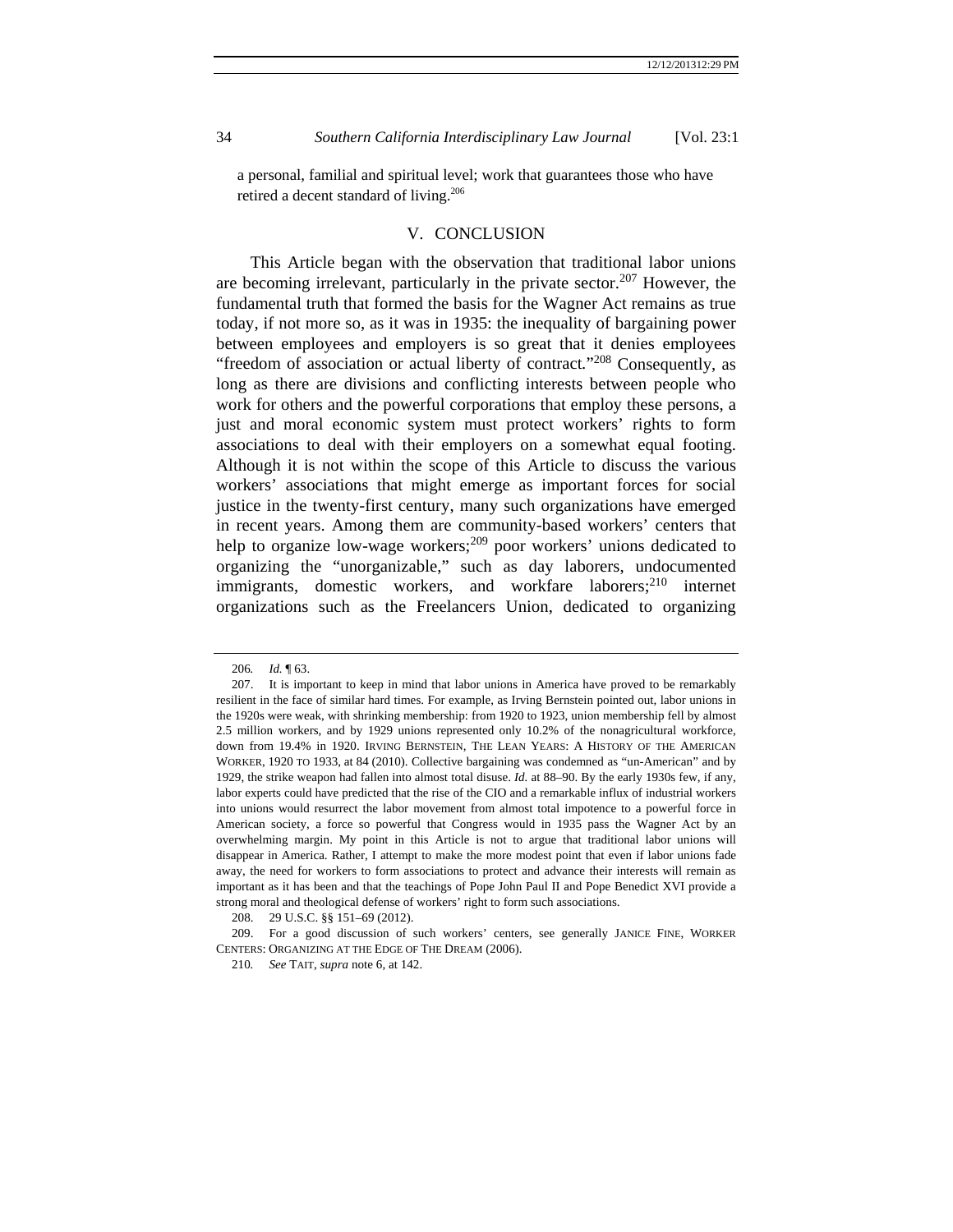a personal, familial and spiritual level; work that guarantees those who have retired a decent standard of living.[206]

## V. CONCLUSION

This Article began with the observation that traditional labor unions are becoming irrelevant, particularly in the private sector.[207] However, the fundamental truth that formed the basis for the Wagner Act remains as true today, if not more so, as it was in 1935: the inequality of bargaining power between employees and employers is so great that it denies employees "freedom of association or actual liberty of contract."[208] Consequently, as long as there are divisions and conflicting interests between people who work for others and the powerful corporations that employ these persons, a just and moral economic system must protect workers' rights to form associations to deal with their employers on a somewhat equal footing. Although it is not within the scope of this Article to discuss the various workers' associations that might emerge as important forces for social justice in the twenty-first century, many such organizations have emerged in recent years. Among them are community-based workers' centers that help to organize low-wage workers;[209] poor workers' unions dedicated to organizing the "unorganizable," such as day laborers, undocumented immigrants, domestic workers, and workfare laborers;[210] internet organizations such as the Freelancers Union, dedicated to organizing

---

206. *Id.* ¶ 63.

207. It is important to keep in mind that labor unions in America have proved to be remarkably resilient in the face of similar hard times. For example, as Irving Bernstein pointed out, labor unions in the 1920s were weak, with shrinking membership: from 1920 to 1923, union membership fell by almost 2.5 million workers, and by 1929 unions represented only 10.2% of the nonagricultural workforce, down from 19.4% in 1920. IRVING BERNSTEIN, THE LEAN YEARS: A HISTORY OF THE AMERICAN WORKER, 1920 TO 1933, at 84 (2010). Collective bargaining was condemned as "un-American" and by 1929, the strike weapon had fallen into almost total disuse. *Id.* at 88–90. By the early 1930s few, if any, labor experts could have predicted that the rise of the CIO and a remarkable influx of industrial workers into unions would resurrect the labor movement from almost total impotence to a powerful force in American society, a force so powerful that Congress would in 1935 pass the Wagner Act by an overwhelming margin. My point in this Article is not to argue that traditional labor unions will disappear in America. Rather, I attempt to make the more modest point that even if labor unions fade away, the need for workers to form associations to protect and advance their interests will remain as important as it has been and that the teachings of Pope John Paul II and Pope Benedict XVI provide a strong moral and theological defense of workers' right to form such associations.

208. 29 U.S.C. §§ 151–69 (2012).

209. For a good discussion of such workers' centers, see generally JANICE FINE, WORKER CENTERS: ORGANIZING AT THE EDGE OF THE DREAM (2006).

210. *See* TAIT, *supra* note 6, at 142.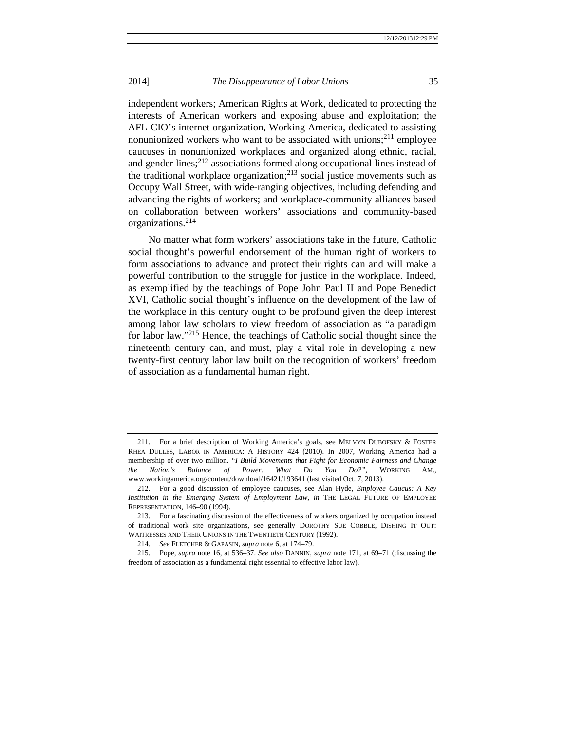independent workers; American Rights at Work, dedicated to protecting the interests of American workers and exposing abuse and exploitation; the AFL-CIO's internet organization, Working America, dedicated to assisting nonunionized workers who want to be associated with unions;[211] employee caucuses in nonunionized workplaces and organized along ethnic, racial, and gender lines;[212] associations formed along occupational lines instead of the traditional workplace organization;[213] social justice movements such as Occupy Wall Street, with wide-ranging objectives, including defending and advancing the rights of workers; and workplace-community alliances based on collaboration between workers' associations and community-based organizations.[214]

No matter what form workers' associations take in the future, Catholic social thought's powerful endorsement of the human right of workers to form associations to advance and protect their rights can and will make a powerful contribution to the struggle for justice in the workplace. Indeed, as exemplified by the teachings of Pope John Paul II and Pope Benedict XVI, Catholic social thought's influence on the development of the law of the workplace in this century ought to be profound given the deep interest among labor law scholars to view freedom of association as "a paradigm for labor law."[215] Hence, the teachings of Catholic social thought since the nineteenth century can, and must, play a vital role in developing a new twenty-first century labor law built on the recognition of workers' freedom of association as a fundamental human right.

---

211. For a brief description of Working America's goals, see MELVYN DUBOFSKY & FOSTER RHEA DULLES, LABOR IN AMERICA: A HISTORY 424 (2010). In 2007, Working America had a membership of over two million. *"I Build Movements that Fight for Economic Fairness and Change the Nation's Balance of Power. What Do You Do?"*, WORKING AM., www.workingamerica.org/content/download/16421/193641 (last visited Oct. 7, 2013).

212. For a good discussion of employee caucuses, see Alan Hyde, *Employee Caucus: A Key Institution in the Emerging System of Employment Law*, *in* THE LEGAL FUTURE OF EMPLOYEE REPRESENTATION, 146–90 (1994).

213. For a fascinating discussion of the effectiveness of workers organized by occupation instead of traditional work site organizations, see generally DOROTHY SUE COBBLE, DISHING IT OUT: WAITRESSES AND THEIR UNIONS IN THE TWENTIETH CENTURY (1992).

214. *See* FLETCHER & GAPASIN, *supra* note 6, at 174–79.

215. Pope, *supra* note 16, at 536–37. *See also* DANNIN, *supra* note 171, at 69–71 (discussing the freedom of association as a fundamental right essential to effective labor law).